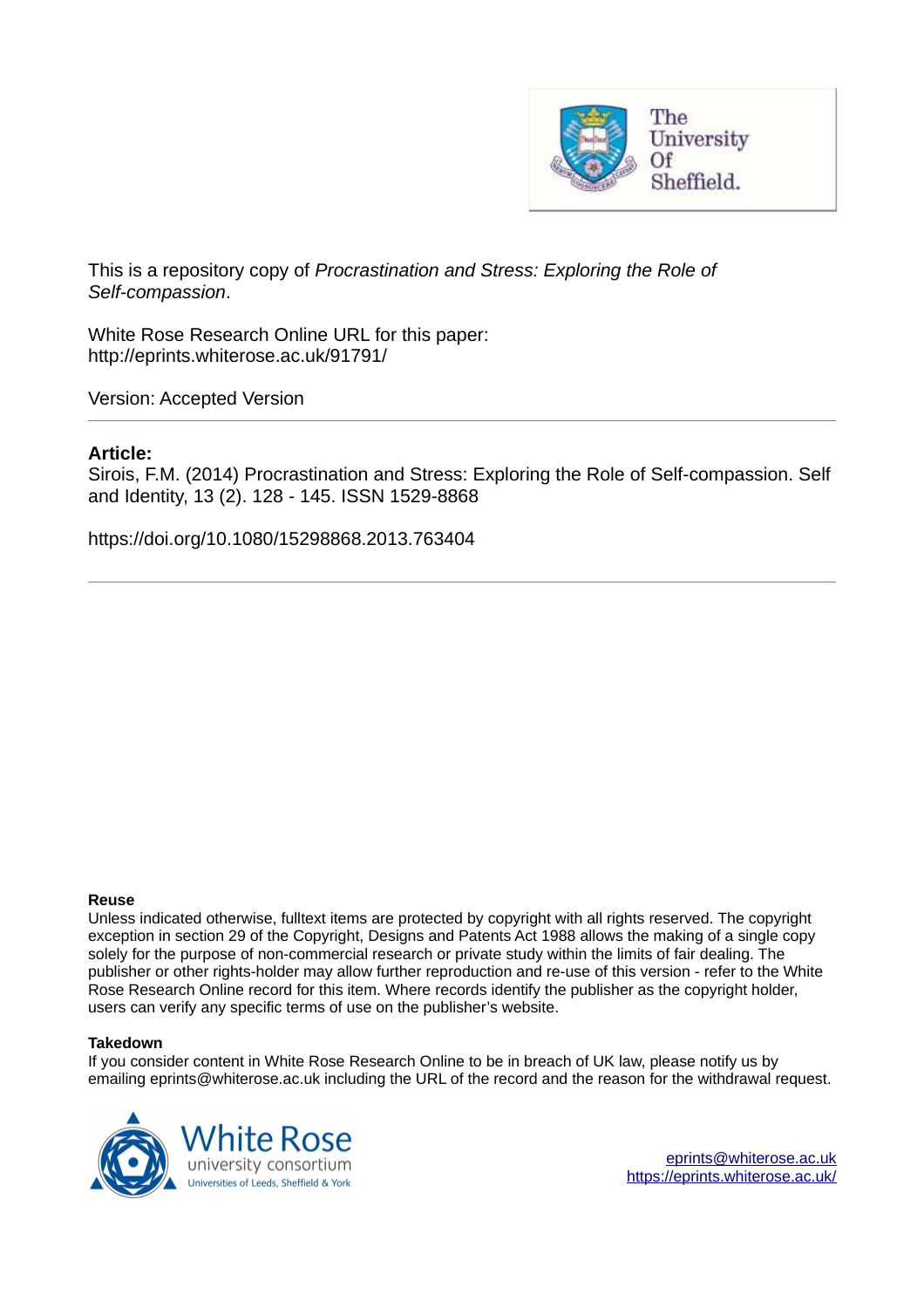This is a repository copy of *Procrastination and Stress: Exploring the Role of Self-compassion*.

White Rose Research Online URL for this paper:
http://eprints.whiterose.ac.uk/91791/

Version: Accepted Version

**Article:**

Sirois, F.M. (2014) Procrastination and Stress: Exploring the Role of Self-compassion. Self and Identity, 13 (2). 128 - 145. ISSN 1529-8868

https://doi.org/10.1080/15298868.2013.763404

**Reuse**

Unless indicated otherwise, fulltext items are protected by copyright with all rights reserved. The copyright exception in section 29 of the Copyright, Designs and Patents Act 1988 allows the making of a single copy solely for the purpose of non-commercial research or private study within the limits of fair dealing. The publisher or other rights-holder may allow further reproduction and re-use of this version - refer to the White Rose Research Online record for this item. Where records identify the publisher as the copyright holder, users can verify any specific terms of use on the publisher's website.

**Takedown**

If you consider content in White Rose Research Online to be in breach of UK law, please notify us by emailing eprints@whiterose.ac.uk including the URL of the record and the reason for the withdrawal request.

eprints@whiterose.ac.uk
https://eprints.whiterose.ac.uk/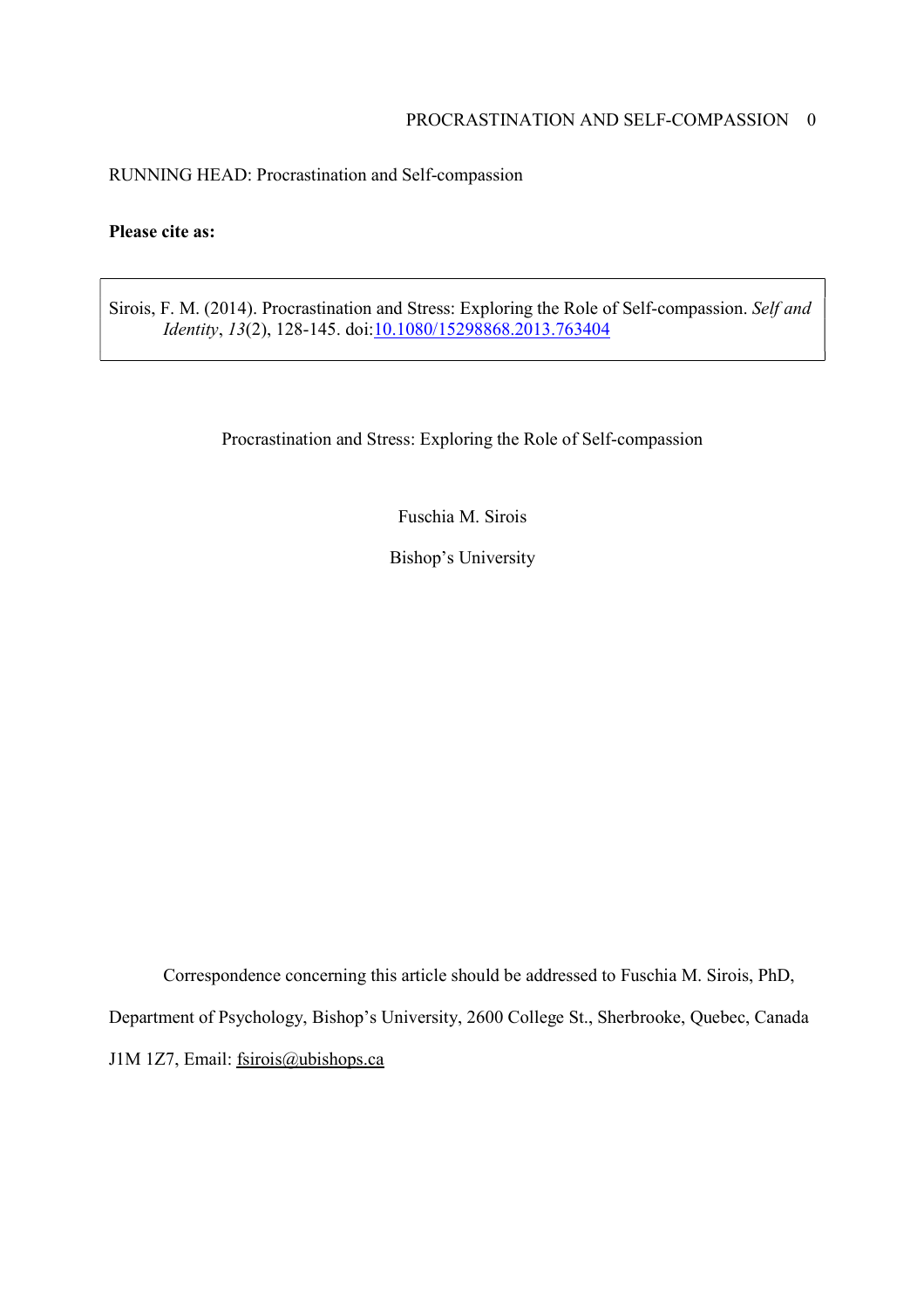RUNNING HEAD: Procrastination and Self-compassion

**Please cite as:**

Sirois, F. M. (2014). Procrastination and Stress: Exploring the Role of Self-compassion. *Self and Identity*, *13*(2), 128-145. doi:10.1080/15298868.2013.763404

Procrastination and Stress: Exploring the Role of Self-compassion

Fuschia M. Sirois

Bishop's University

Correspondence concerning this article should be addressed to Fuschia M. Sirois, PhD, Department of Psychology, Bishop's University, 2600 College St., Sherbrooke, Quebec, Canada J1M 1Z7, Email: fsirois@ubishops.ca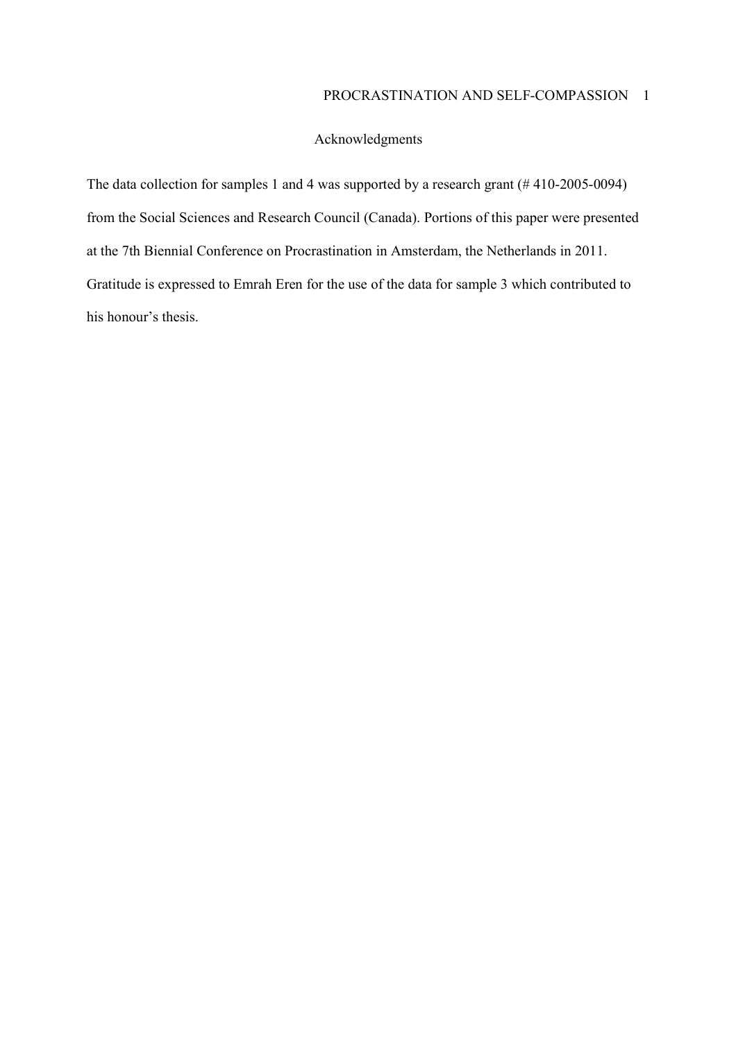## Acknowledgments

The data collection for samples 1 and 4 was supported by a research grant (# 410-2005-0094) from the Social Sciences and Research Council (Canada). Portions of this paper were presented at the 7th Biennial Conference on Procrastination in Amsterdam, the Netherlands in 2011. Gratitude is expressed to Emrah Eren for the use of the data for sample 3 which contributed to his honour's thesis.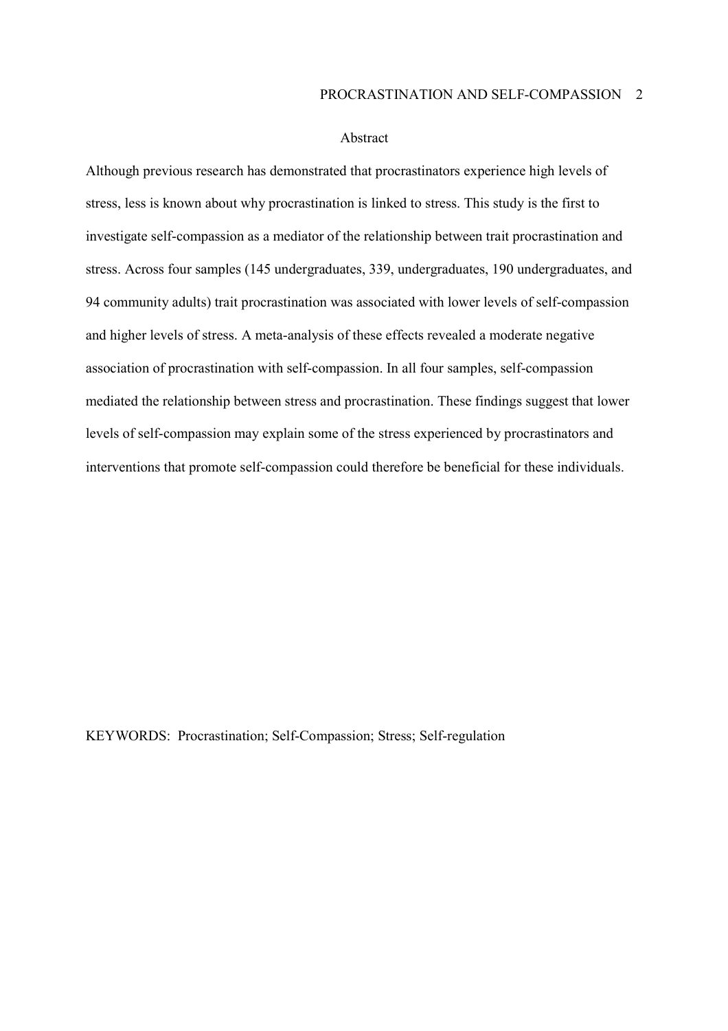## Abstract

Although previous research has demonstrated that procrastinators experience high levels of stress, less is known about why procrastination is linked to stress. This study is the first to investigate self-compassion as a mediator of the relationship between trait procrastination and stress. Across four samples (145 undergraduates, 339, undergraduates, 190 undergraduates, and 94 community adults) trait procrastination was associated with lower levels of self-compassion and higher levels of stress. A meta-analysis of these effects revealed a moderate negative association of procrastination with self-compassion. In all four samples, self-compassion mediated the relationship between stress and procrastination. These findings suggest that lower levels of self-compassion may explain some of the stress experienced by procrastinators and interventions that promote self-compassion could therefore be beneficial for these individuals.

KEYWORDS: Procrastination; Self-Compassion; Stress; Self-regulation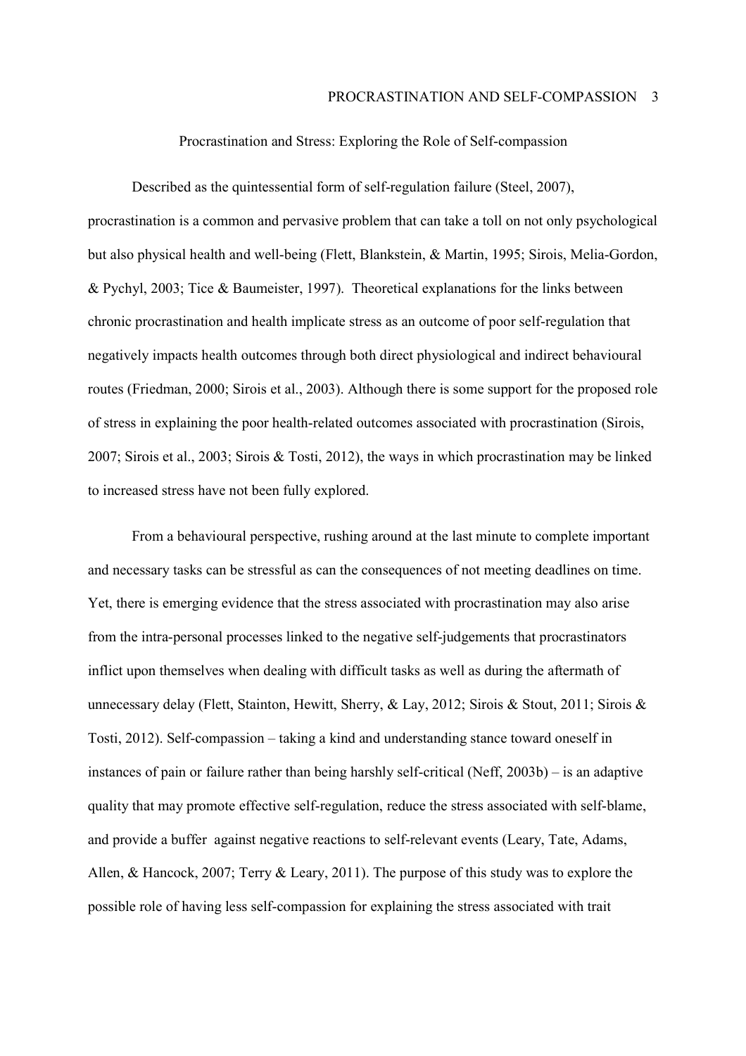# Procrastination and Stress: Exploring the Role of Self-compassion

Described as the quintessential form of self-regulation failure (Steel, 2007), procrastination is a common and pervasive problem that can take a toll on not only psychological but also physical health and well-being (Flett, Blankstein, & Martin, 1995; Sirois, Melia-Gordon, & Pychyl, 2003; Tice & Baumeister, 1997). Theoretical explanations for the links between chronic procrastination and health implicate stress as an outcome of poor self-regulation that negatively impacts health outcomes through both direct physiological and indirect behavioural routes (Friedman, 2000; Sirois et al., 2003). Although there is some support for the proposed role of stress in explaining the poor health-related outcomes associated with procrastination (Sirois, 2007; Sirois et al., 2003; Sirois & Tosti, 2012), the ways in which procrastination may be linked to increased stress have not been fully explored.

From a behavioural perspective, rushing around at the last minute to complete important and necessary tasks can be stressful as can the consequences of not meeting deadlines on time. Yet, there is emerging evidence that the stress associated with procrastination may also arise from the intra-personal processes linked to the negative self-judgements that procrastinators inflict upon themselves when dealing with difficult tasks as well as during the aftermath of unnecessary delay (Flett, Stainton, Hewitt, Sherry, & Lay, 2012; Sirois & Stout, 2011; Sirois & Tosti, 2012). Self-compassion – taking a kind and understanding stance toward oneself in instances of pain or failure rather than being harshly self-critical (Neff, 2003b) – is an adaptive quality that may promote effective self-regulation, reduce the stress associated with self-blame, and provide a buffer against negative reactions to self-relevant events (Leary, Tate, Adams, Allen, & Hancock, 2007; Terry & Leary, 2011). The purpose of this study was to explore the possible role of having less self-compassion for explaining the stress associated with trait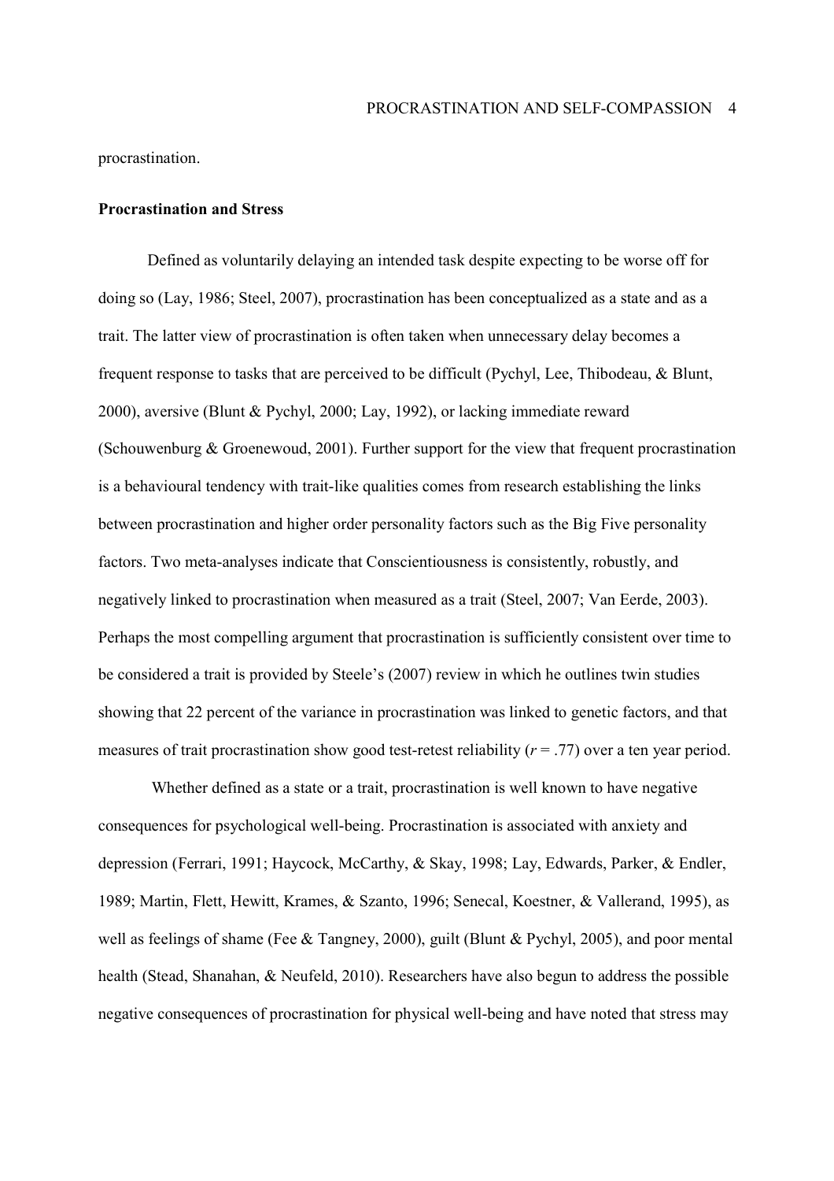procrastination.

**Procrastination and Stress**

Defined as voluntarily delaying an intended task despite expecting to be worse off for doing so (Lay, 1986; Steel, 2007), procrastination has been conceptualized as a state and as a trait. The latter view of procrastination is often taken when unnecessary delay becomes a frequent response to tasks that are perceived to be difficult (Pychyl, Lee, Thibodeau, & Blunt, 2000), aversive (Blunt & Pychyl, 2000; Lay, 1992), or lacking immediate reward (Schouwenburg & Groenewoud, 2001). Further support for the view that frequent procrastination is a behavioural tendency with trait-like qualities comes from research establishing the links between procrastination and higher order personality factors such as the Big Five personality factors. Two meta-analyses indicate that Conscientiousness is consistently, robustly, and negatively linked to procrastination when measured as a trait (Steel, 2007; Van Eerde, 2003). Perhaps the most compelling argument that procrastination is sufficiently consistent over time to be considered a trait is provided by Steele's (2007) review in which he outlines twin studies showing that 22 percent of the variance in procrastination was linked to genetic factors, and that measures of trait procrastination show good test-retest reliability ($r = .77$) over a ten year period.

Whether defined as a state or a trait, procrastination is well known to have negative consequences for psychological well-being. Procrastination is associated with anxiety and depression (Ferrari, 1991; Haycock, McCarthy, & Skay, 1998; Lay, Edwards, Parker, & Endler, 1989; Martin, Flett, Hewitt, Krames, & Szanto, 1996; Senecal, Koestner, & Vallerand, 1995), as well as feelings of shame (Fee & Tangney, 2000), guilt (Blunt & Pychyl, 2005), and poor mental health (Stead, Shanahan, & Neufeld, 2010). Researchers have also begun to address the possible negative consequences of procrastination for physical well-being and have noted that stress may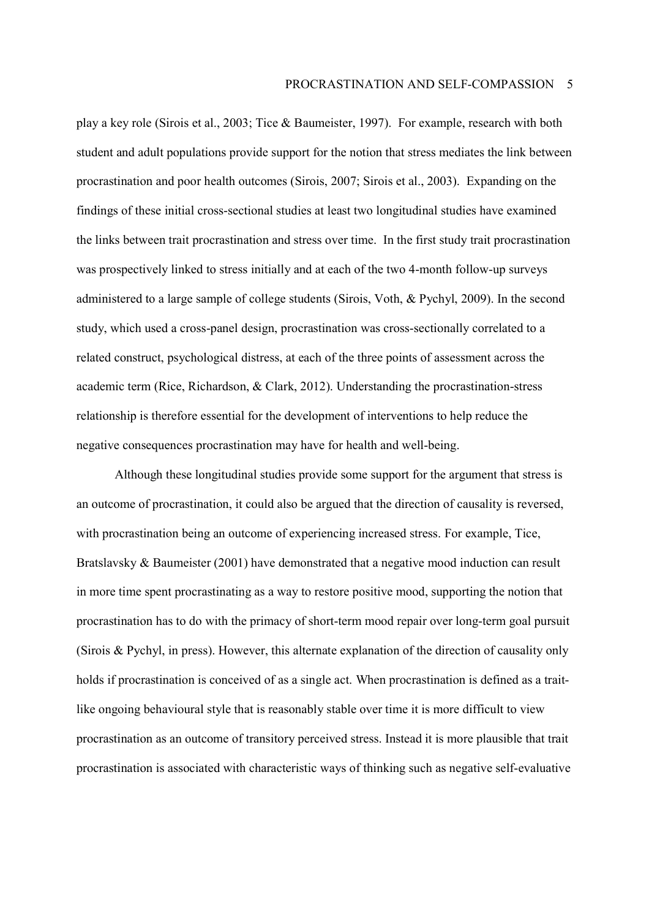play a key role (Sirois et al., 2003; Tice & Baumeister, 1997). For example, research with both student and adult populations provide support for the notion that stress mediates the link between procrastination and poor health outcomes (Sirois, 2007; Sirois et al., 2003). Expanding on the findings of these initial cross-sectional studies at least two longitudinal studies have examined the links between trait procrastination and stress over time. In the first study trait procrastination was prospectively linked to stress initially and at each of the two 4-month follow-up surveys administered to a large sample of college students (Sirois, Voth, & Pychyl, 2009). In the second study, which used a cross-panel design, procrastination was cross-sectionally correlated to a related construct, psychological distress, at each of the three points of assessment across the academic term (Rice, Richardson, & Clark, 2012). Understanding the procrastination-stress relationship is therefore essential for the development of interventions to help reduce the negative consequences procrastination may have for health and well-being.

Although these longitudinal studies provide some support for the argument that stress is an outcome of procrastination, it could also be argued that the direction of causality is reversed, with procrastination being an outcome of experiencing increased stress. For example, Tice, Bratslavsky & Baumeister (2001) have demonstrated that a negative mood induction can result in more time spent procrastinating as a way to restore positive mood, supporting the notion that procrastination has to do with the primacy of short-term mood repair over long-term goal pursuit (Sirois & Pychyl, in press). However, this alternate explanation of the direction of causality only holds if procrastination is conceived of as a single act. When procrastination is defined as a trait-like ongoing behavioural style that is reasonably stable over time it is more difficult to view procrastination as an outcome of transitory perceived stress. Instead it is more plausible that trait procrastination is associated with characteristic ways of thinking such as negative self-evaluative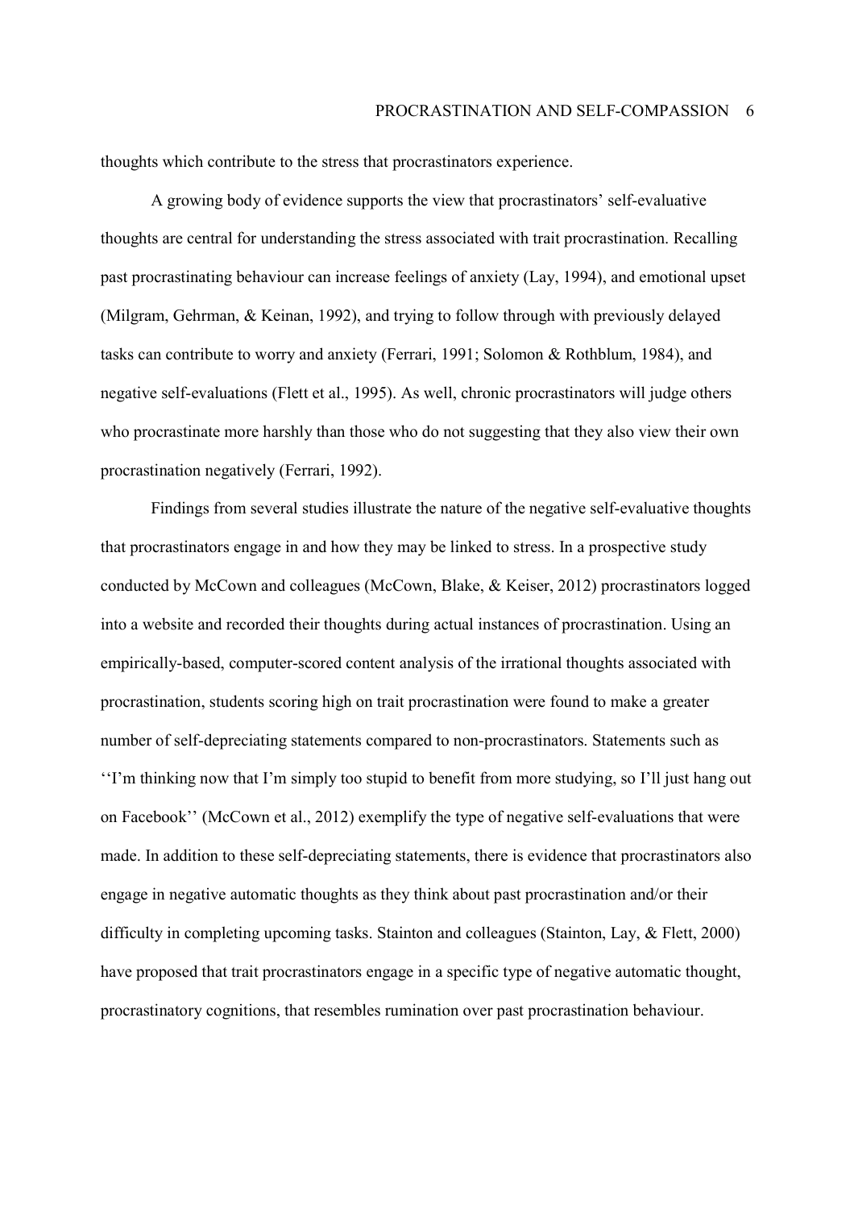thoughts which contribute to the stress that procrastinators experience.

A growing body of evidence supports the view that procrastinators' self-evaluative thoughts are central for understanding the stress associated with trait procrastination. Recalling past procrastinating behaviour can increase feelings of anxiety (Lay, 1994), and emotional upset (Milgram, Gehrman, & Keinan, 1992), and trying to follow through with previously delayed tasks can contribute to worry and anxiety (Ferrari, 1991; Solomon & Rothblum, 1984), and negative self-evaluations (Flett et al., 1995). As well, chronic procrastinators will judge others who procrastinate more harshly than those who do not suggesting that they also view their own procrastination negatively (Ferrari, 1992).

Findings from several studies illustrate the nature of the negative self-evaluative thoughts that procrastinators engage in and how they may be linked to stress. In a prospective study conducted by McCown and colleagues (McCown, Blake, & Keiser, 2012) procrastinators logged into a website and recorded their thoughts during actual instances of procrastination. Using an empirically-based, computer-scored content analysis of the irrational thoughts associated with procrastination, students scoring high on trait procrastination were found to make a greater number of self-depreciating statements compared to non-procrastinators. Statements such as ''I'm thinking now that I'm simply too stupid to benefit from more studying, so I'll just hang out on Facebook'' (McCown et al., 2012) exemplify the type of negative self-evaluations that were made. In addition to these self-depreciating statements, there is evidence that procrastinators also engage in negative automatic thoughts as they think about past procrastination and/or their difficulty in completing upcoming tasks. Stainton and colleagues (Stainton, Lay, & Flett, 2000) have proposed that trait procrastinators engage in a specific type of negative automatic thought, procrastinatory cognitions, that resembles rumination over past procrastination behaviour.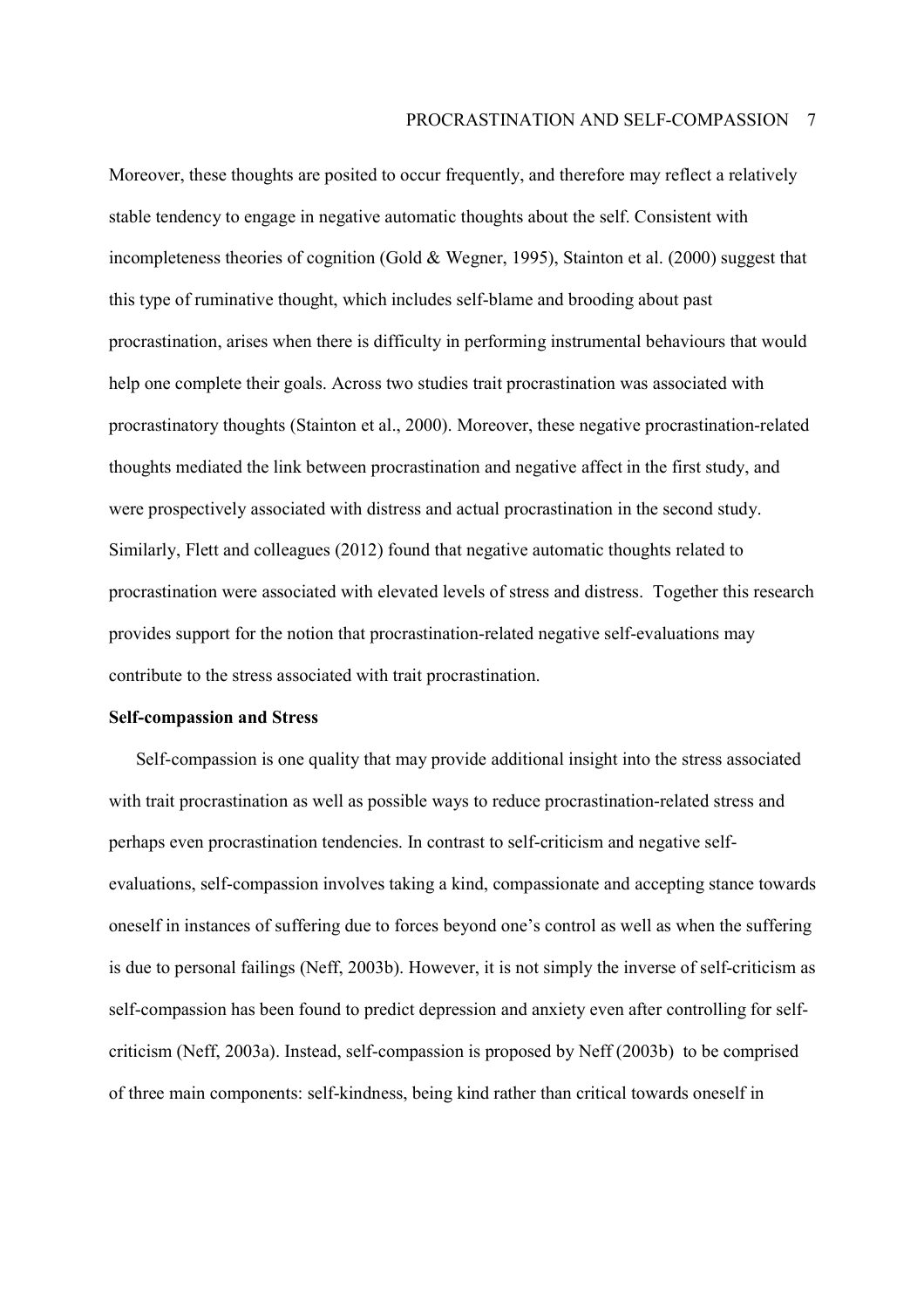Moreover, these thoughts are posited to occur frequently, and therefore may reflect a relatively stable tendency to engage in negative automatic thoughts about the self. Consistent with incompleteness theories of cognition (Gold & Wegner, 1995), Stainton et al. (2000) suggest that this type of ruminative thought, which includes self-blame and brooding about past procrastination, arises when there is difficulty in performing instrumental behaviours that would help one complete their goals. Across two studies trait procrastination was associated with procrastinatory thoughts (Stainton et al., 2000). Moreover, these negative procrastination-related thoughts mediated the link between procrastination and negative affect in the first study, and were prospectively associated with distress and actual procrastination in the second study. Similarly, Flett and colleagues (2012) found that negative automatic thoughts related to procrastination were associated with elevated levels of stress and distress. Together this research provides support for the notion that procrastination-related negative self-evaluations may contribute to the stress associated with trait procrastination.

**Self-compassion and Stress**

Self-compassion is one quality that may provide additional insight into the stress associated with trait procrastination as well as possible ways to reduce procrastination-related stress and perhaps even procrastination tendencies. In contrast to self-criticism and negative self-evaluations, self-compassion involves taking a kind, compassionate and accepting stance towards oneself in instances of suffering due to forces beyond one's control as well as when the suffering is due to personal failings (Neff, 2003b). However, it is not simply the inverse of self-criticism as self-compassion has been found to predict depression and anxiety even after controlling for self-criticism (Neff, 2003a). Instead, self-compassion is proposed by Neff (2003b) to be comprised of three main components: self-kindness, being kind rather than critical towards oneself in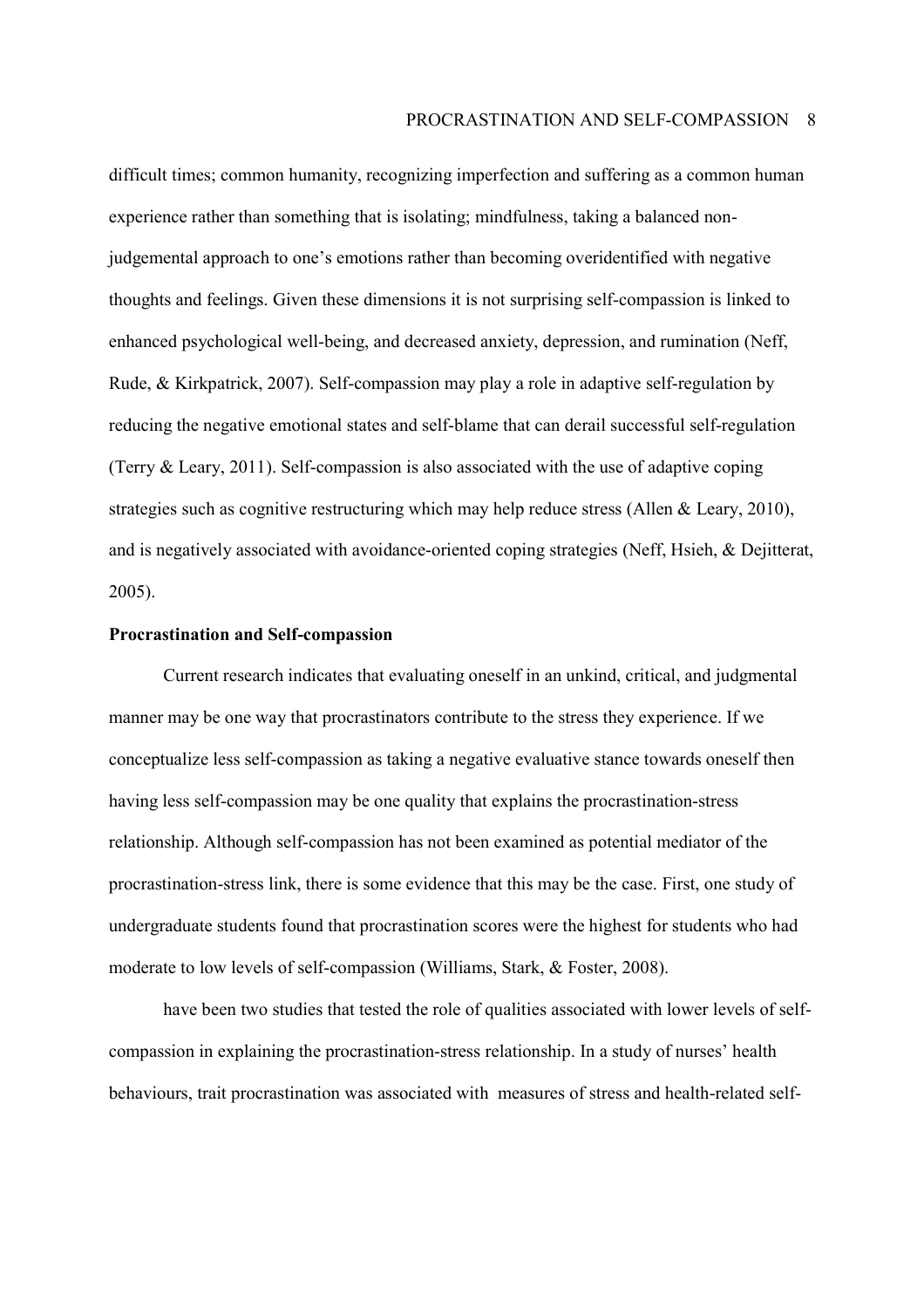difficult times; common humanity, recognizing imperfection and suffering as a common human experience rather than something that is isolating; mindfulness, taking a balanced non-judgemental approach to one's emotions rather than becoming overidentified with negative thoughts and feelings. Given these dimensions it is not surprising self-compassion is linked to enhanced psychological well-being, and decreased anxiety, depression, and rumination (Neff, Rude, & Kirkpatrick, 2007). Self-compassion may play a role in adaptive self-regulation by reducing the negative emotional states and self-blame that can derail successful self-regulation (Terry & Leary, 2011). Self-compassion is also associated with the use of adaptive coping strategies such as cognitive restructuring which may help reduce stress (Allen & Leary, 2010), and is negatively associated with avoidance-oriented coping strategies (Neff, Hsieh, & Dejitterat, 2005).

**Procrastination and Self-compassion**

Current research indicates that evaluating oneself in an unkind, critical, and judgmental manner may be one way that procrastinators contribute to the stress they experience. If we conceptualize less self-compassion as taking a negative evaluative stance towards oneself then having less self-compassion may be one quality that explains the procrastination-stress relationship. Although self-compassion has not been examined as potential mediator of the procrastination-stress link, there is some evidence that this may be the case. First, one study of undergraduate students found that procrastination scores were the highest for students who had moderate to low levels of self-compassion (Williams, Stark, & Foster, 2008).

have been two studies that tested the role of qualities associated with lower levels of self-compassion in explaining the procrastination-stress relationship. In a study of nurses' health behaviours, trait procrastination was associated with measures of stress and health-related self-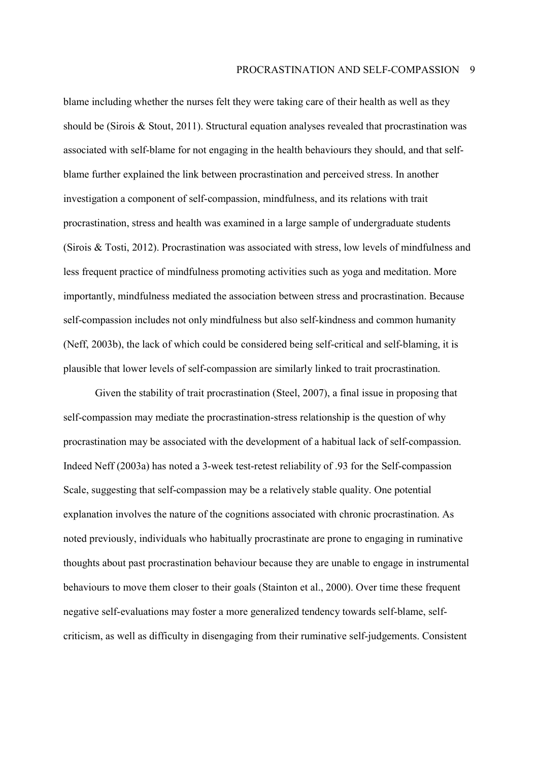blame including whether the nurses felt they were taking care of their health as well as they should be (Sirois & Stout, 2011). Structural equation analyses revealed that procrastination was associated with self-blame for not engaging in the health behaviours they should, and that self-blame further explained the link between procrastination and perceived stress. In another investigation a component of self-compassion, mindfulness, and its relations with trait procrastination, stress and health was examined in a large sample of undergraduate students (Sirois & Tosti, 2012). Procrastination was associated with stress, low levels of mindfulness and less frequent practice of mindfulness promoting activities such as yoga and meditation. More importantly, mindfulness mediated the association between stress and procrastination. Because self-compassion includes not only mindfulness but also self-kindness and common humanity (Neff, 2003b), the lack of which could be considered being self-critical and self-blaming, it is plausible that lower levels of self-compassion are similarly linked to trait procrastination.

Given the stability of trait procrastination (Steel, 2007), a final issue in proposing that self-compassion may mediate the procrastination-stress relationship is the question of why procrastination may be associated with the development of a habitual lack of self-compassion. Indeed Neff (2003a) has noted a 3-week test-retest reliability of .93 for the Self-compassion Scale, suggesting that self-compassion may be a relatively stable quality. One potential explanation involves the nature of the cognitions associated with chronic procrastination. As noted previously, individuals who habitually procrastinate are prone to engaging in ruminative thoughts about past procrastination behaviour because they are unable to engage in instrumental behaviours to move them closer to their goals (Stainton et al., 2000). Over time these frequent negative self-evaluations may foster a more generalized tendency towards self-blame, self-criticism, as well as difficulty in disengaging from their ruminative self-judgements. Consistent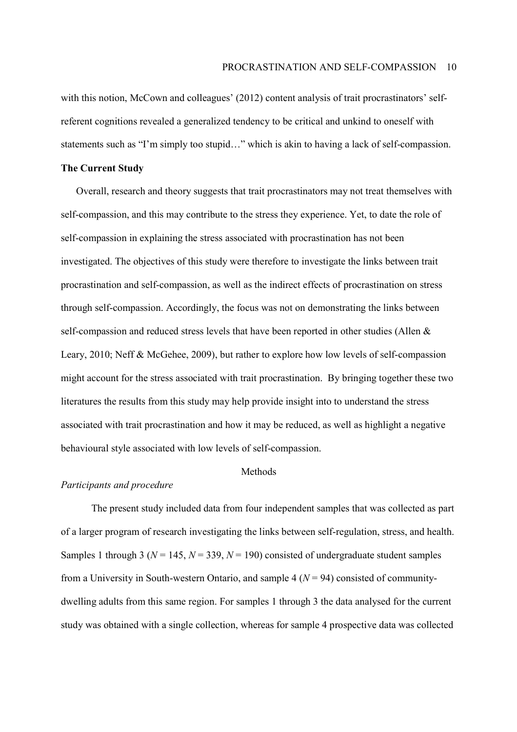with this notion, McCown and colleagues' (2012) content analysis of trait procrastinators' self-referent cognitions revealed a generalized tendency to be critical and unkind to oneself with statements such as "I'm simply too stupid…" which is akin to having a lack of self-compassion.

**The Current Study**

Overall, research and theory suggests that trait procrastinators may not treat themselves with self-compassion, and this may contribute to the stress they experience. Yet, to date the role of self-compassion in explaining the stress associated with procrastination has not been investigated. The objectives of this study were therefore to investigate the links between trait procrastination and self-compassion, as well as the indirect effects of procrastination on stress through self-compassion. Accordingly, the focus was not on demonstrating the links between self-compassion and reduced stress levels that have been reported in other studies (Allen & Leary, 2010; Neff & McGehee, 2009), but rather to explore how low levels of self-compassion might account for the stress associated with trait procrastination. By bringing together these two literatures the results from this study may help provide insight into to understand the stress associated with trait procrastination and how it may be reduced, as well as highlight a negative behavioural style associated with low levels of self-compassion.

## Methods

*Participants and procedure*

The present study included data from four independent samples that was collected as part of a larger program of research investigating the links between self-regulation, stress, and health. Samples 1 through 3 ($N$ = 145, $N$ = 339, $N$ = 190) consisted of undergraduate student samples from a University in South-western Ontario, and sample 4 ($N$ = 94) consisted of community-dwelling adults from this same region. For samples 1 through 3 the data analysed for the current study was obtained with a single collection, whereas for sample 4 prospective data was collected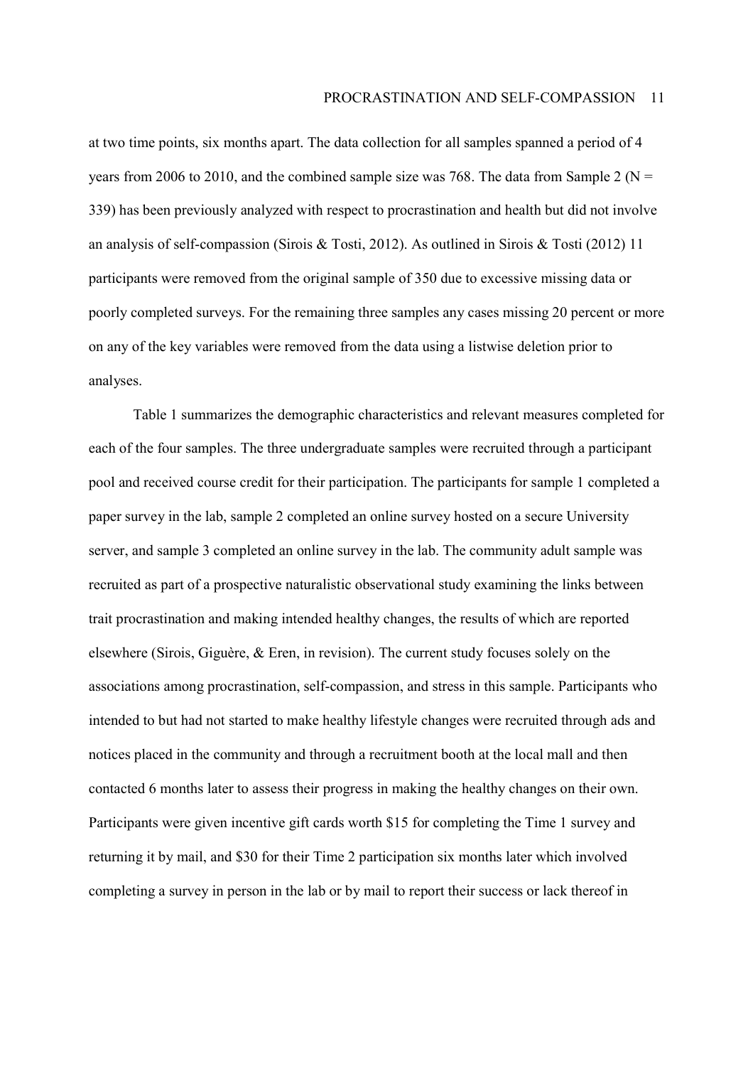at two time points, six months apart. The data collection for all samples spanned a period of 4 years from 2006 to 2010, and the combined sample size was 768. The data from Sample 2 (N = 339) has been previously analyzed with respect to procrastination and health but did not involve an analysis of self-compassion (Sirois & Tosti, 2012). As outlined in Sirois & Tosti (2012) 11 participants were removed from the original sample of 350 due to excessive missing data or poorly completed surveys. For the remaining three samples any cases missing 20 percent or more on any of the key variables were removed from the data using a listwise deletion prior to analyses.

Table 1 summarizes the demographic characteristics and relevant measures completed for each of the four samples. The three undergraduate samples were recruited through a participant pool and received course credit for their participation. The participants for sample 1 completed a paper survey in the lab, sample 2 completed an online survey hosted on a secure University server, and sample 3 completed an online survey in the lab. The community adult sample was recruited as part of a prospective naturalistic observational study examining the links between trait procrastination and making intended healthy changes, the results of which are reported elsewhere (Sirois, Giguère, & Eren, in revision). The current study focuses solely on the associations among procrastination, self-compassion, and stress in this sample. Participants who intended to but had not started to make healthy lifestyle changes were recruited through ads and notices placed in the community and through a recruitment booth at the local mall and then contacted 6 months later to assess their progress in making the healthy changes on their own. Participants were given incentive gift cards worth $15 for completing the Time 1 survey and returning it by mail, and $30 for their Time 2 participation six months later which involved completing a survey in person in the lab or by mail to report their success or lack thereof in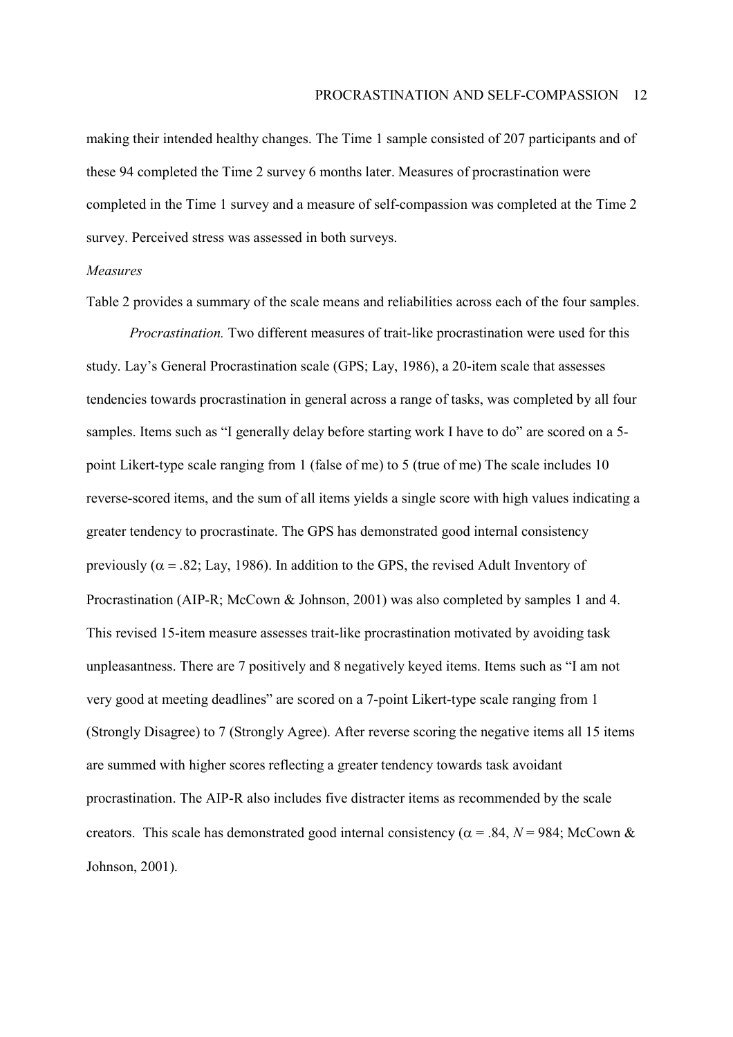making their intended healthy changes. The Time 1 sample consisted of 207 participants and of these 94 completed the Time 2 survey 6 months later. Measures of procrastination were completed in the Time 1 survey and a measure of self-compassion was completed at the Time 2 survey. Perceived stress was assessed in both surveys.

*Measures*

Table 2 provides a summary of the scale means and reliabilities across each of the four samples.

*Procrastination.* Two different measures of trait-like procrastination were used for this study. Lay's General Procrastination scale (GPS; Lay, 1986), a 20-item scale that assesses tendencies towards procrastination in general across a range of tasks, was completed by all four samples. Items such as "I generally delay before starting work I have to do" are scored on a 5-point Likert-type scale ranging from 1 (false of me) to 5 (true of me) The scale includes 10 reverse-scored items, and the sum of all items yields a single score with high values indicating a greater tendency to procrastinate. The GPS has demonstrated good internal consistency previously ($\alpha = .82$; Lay, 1986). In addition to the GPS, the revised Adult Inventory of Procrastination (AIP-R; McCown & Johnson, 2001) was also completed by samples 1 and 4. This revised 15-item measure assesses trait-like procrastination motivated by avoiding task unpleasantness. There are 7 positively and 8 negatively keyed items. Items such as "I am not very good at meeting deadlines" are scored on a 7-point Likert-type scale ranging from 1 (Strongly Disagree) to 7 (Strongly Agree). After reverse scoring the negative items all 15 items are summed with higher scores reflecting a greater tendency towards task avoidant procrastination. The AIP-R also includes five distracter items as recommended by the scale creators. This scale has demonstrated good internal consistency ($\alpha = .84$, $N = 984$; McCown & Johnson, 2001).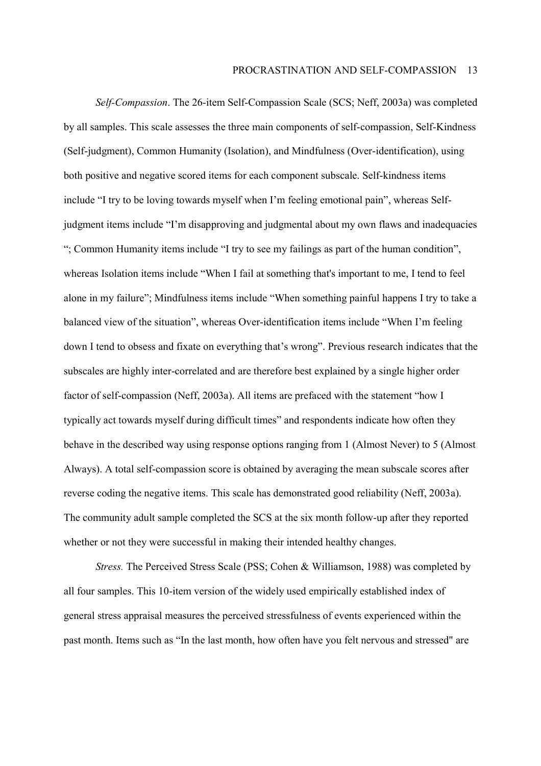*Self-Compassion*. The 26-item Self-Compassion Scale (SCS; Neff, 2003a) was completed by all samples. This scale assesses the three main components of self-compassion, Self-Kindness (Self-judgment), Common Humanity (Isolation), and Mindfulness (Over-identification), using both positive and negative scored items for each component subscale. Self-kindness items include "I try to be loving towards myself when I'm feeling emotional pain", whereas Self-judgment items include "I'm disapproving and judgmental about my own flaws and inadequacies "; Common Humanity items include "I try to see my failings as part of the human condition", whereas Isolation items include "When I fail at something that's important to me, I tend to feel alone in my failure"; Mindfulness items include "When something painful happens I try to take a balanced view of the situation", whereas Over-identification items include "When I'm feeling down I tend to obsess and fixate on everything that's wrong". Previous research indicates that the subscales are highly inter-correlated and are therefore best explained by a single higher order factor of self-compassion (Neff, 2003a). All items are prefaced with the statement "how I typically act towards myself during difficult times" and respondents indicate how often they behave in the described way using response options ranging from 1 (Almost Never) to 5 (Almost Always). A total self-compassion score is obtained by averaging the mean subscale scores after reverse coding the negative items. This scale has demonstrated good reliability (Neff, 2003a). The community adult sample completed the SCS at the six month follow-up after they reported whether or not they were successful in making their intended healthy changes.

*Stress.* The Perceived Stress Scale (PSS; Cohen & Williamson, 1988) was completed by all four samples. This 10-item version of the widely used empirically established index of general stress appraisal measures the perceived stressfulness of events experienced within the past month. Items such as "In the last month, how often have you felt nervous and stressed" are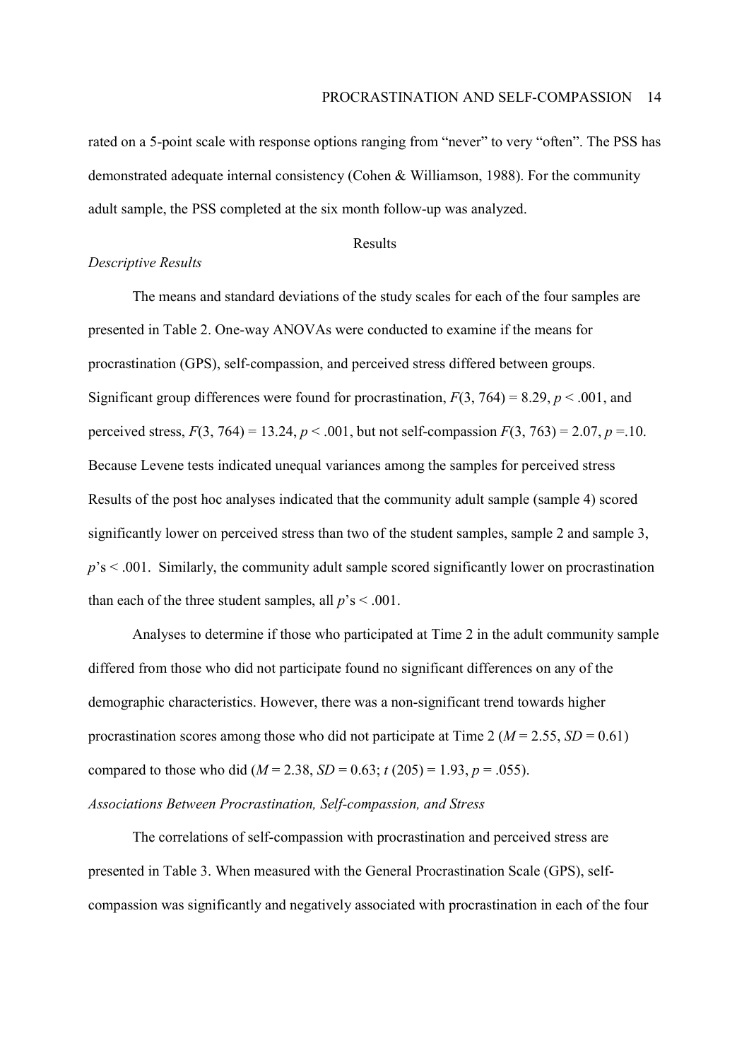rated on a 5-point scale with response options ranging from “never” to very “often”. The PSS has demonstrated adequate internal consistency (Cohen & Williamson, 1988). For the community adult sample, the PSS completed at the six month follow-up was analyzed.

## Results

### *Descriptive Results*

The means and standard deviations of the study scales for each of the four samples are presented in Table 2. One-way ANOVAs were conducted to examine if the means for procrastination (GPS), self-compassion, and perceived stress differed between groups. Significant group differences were found for procrastination, $F(3, 764) = 8.29$, $p < .001$, and perceived stress, $F(3, 764) = 13.24$, $p < .001$, but not self-compassion $F(3, 763) = 2.07$, $p = .10$. Because Levene tests indicated unequal variances among the samples for perceived stress Results of the post hoc analyses indicated that the community adult sample (sample 4) scored significantly lower on perceived stress than two of the student samples, sample 2 and sample 3, $p$’s < .001. Similarly, the community adult sample scored significantly lower on procrastination than each of the three student samples, all $p$’s < .001.

Analyses to determine if those who participated at Time 2 in the adult community sample differed from those who did not participate found no significant differences on any of the demographic characteristics. However, there was a non-significant trend towards higher procrastination scores among those who did not participate at Time 2 ($M = 2.55$, $SD = 0.61$) compared to those who did ($M = 2.38$, $SD = 0.63$; $t\,(205) = 1.93$, $p = .055$).

### *Associations Between Procrastination, Self-compassion, and Stress*

The correlations of self-compassion with procrastination and perceived stress are presented in Table 3. When measured with the General Procrastination Scale (GPS), self-compassion was significantly and negatively associated with procrastination in each of the four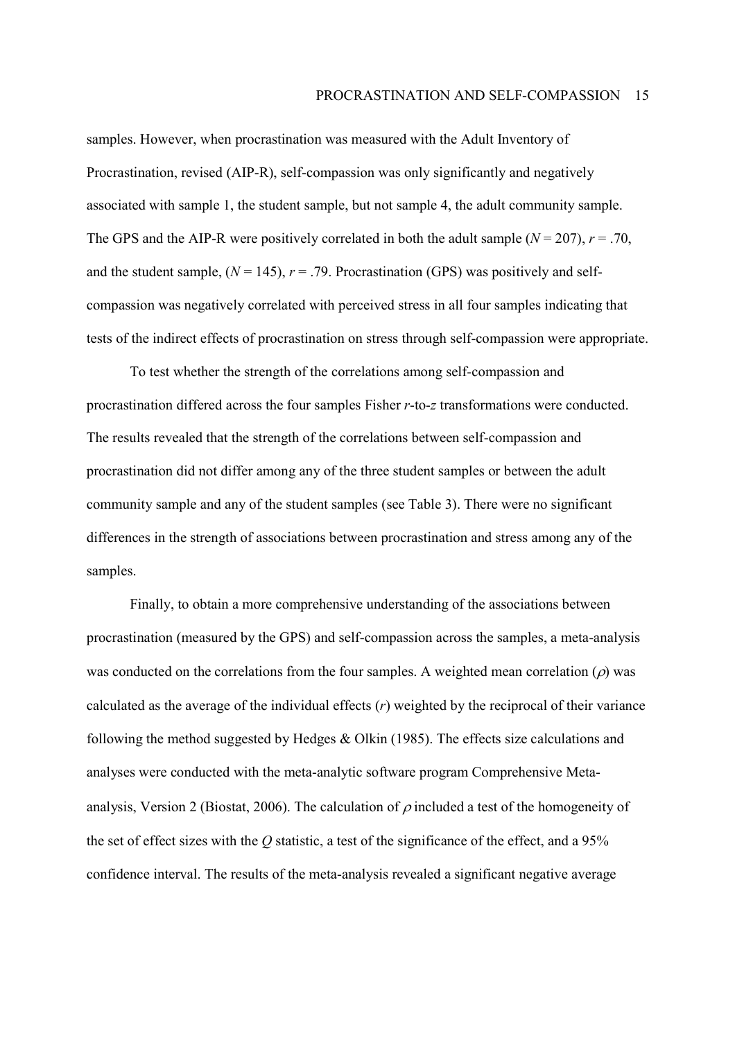samples. However, when procrastination was measured with the Adult Inventory of Procrastination, revised (AIP-R), self-compassion was only significantly and negatively associated with sample 1, the student sample, but not sample 4, the adult community sample. The GPS and the AIP-R were positively correlated in both the adult sample ($N = 207$), $r = .70$, and the student sample, ($N = 145$), $r = .79$. Procrastination (GPS) was positively and self-compassion was negatively correlated with perceived stress in all four samples indicating that tests of the indirect effects of procrastination on stress through self-compassion were appropriate.

To test whether the strength of the correlations among self-compassion and procrastination differed across the four samples Fisher *r*-to-*z* transformations were conducted. The results revealed that the strength of the correlations between self-compassion and procrastination did not differ among any of the three student samples or between the adult community sample and any of the student samples (see Table 3). There were no significant differences in the strength of associations between procrastination and stress among any of the samples.

Finally, to obtain a more comprehensive understanding of the associations between procrastination (measured by the GPS) and self-compassion across the samples, a meta-analysis was conducted on the correlations from the four samples. A weighted mean correlation ($\rho$) was calculated as the average of the individual effects ($r$) weighted by the reciprocal of their variance following the method suggested by Hedges & Olkin (1985). The effects size calculations and analyses were conducted with the meta-analytic software program Comprehensive Meta-analysis, Version 2 (Biostat, 2006). The calculation of $\rho$ included a test of the homogeneity of the set of effect sizes with the $Q$ statistic, a test of the significance of the effect, and a 95% confidence interval. The results of the meta-analysis revealed a significant negative average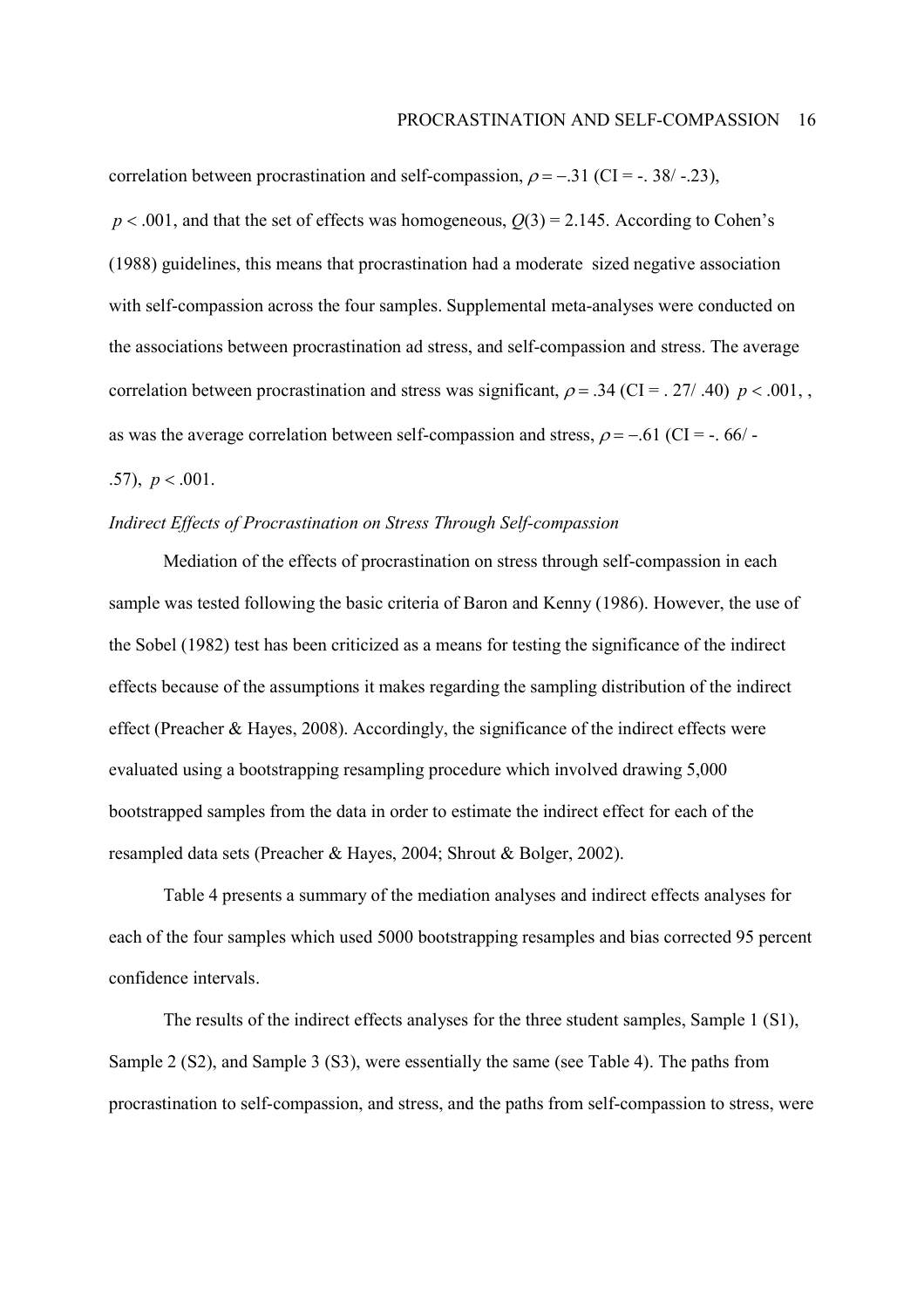correlation between procrastination and self-compassion, $\rho = -.31$ (CI = -. 38/ -.23), $p < .001$, and that the set of effects was homogeneous, $Q(3) = 2.145$. According to Cohen's (1988) guidelines, this means that procrastination had a moderate sized negative association with self-compassion across the four samples. Supplemental meta-analyses were conducted on the associations between procrastination ad stress, and self-compassion and stress. The average correlation between procrastination and stress was significant, $\rho = .34$ (CI = . 27/ .40) $p < .001$, , as was the average correlation between self-compassion and stress, $\rho = -.61$ (CI = -. 66/ -.57), $p < .001$.

*Indirect Effects of Procrastination on Stress Through Self-compassion*

Mediation of the effects of procrastination on stress through self-compassion in each sample was tested following the basic criteria of Baron and Kenny (1986). However, the use of the Sobel (1982) test has been criticized as a means for testing the significance of the indirect effects because of the assumptions it makes regarding the sampling distribution of the indirect effect (Preacher & Hayes, 2008). Accordingly, the significance of the indirect effects were evaluated using a bootstrapping resampling procedure which involved drawing 5,000 bootstrapped samples from the data in order to estimate the indirect effect for each of the resampled data sets (Preacher & Hayes, 2004; Shrout & Bolger, 2002).

Table 4 presents a summary of the mediation analyses and indirect effects analyses for each of the four samples which used 5000 bootstrapping resamples and bias corrected 95 percent confidence intervals.

The results of the indirect effects analyses for the three student samples, Sample 1 (S1), Sample 2 (S2), and Sample 3 (S3), were essentially the same (see Table 4). The paths from procrastination to self-compassion, and stress, and the paths from self-compassion to stress, were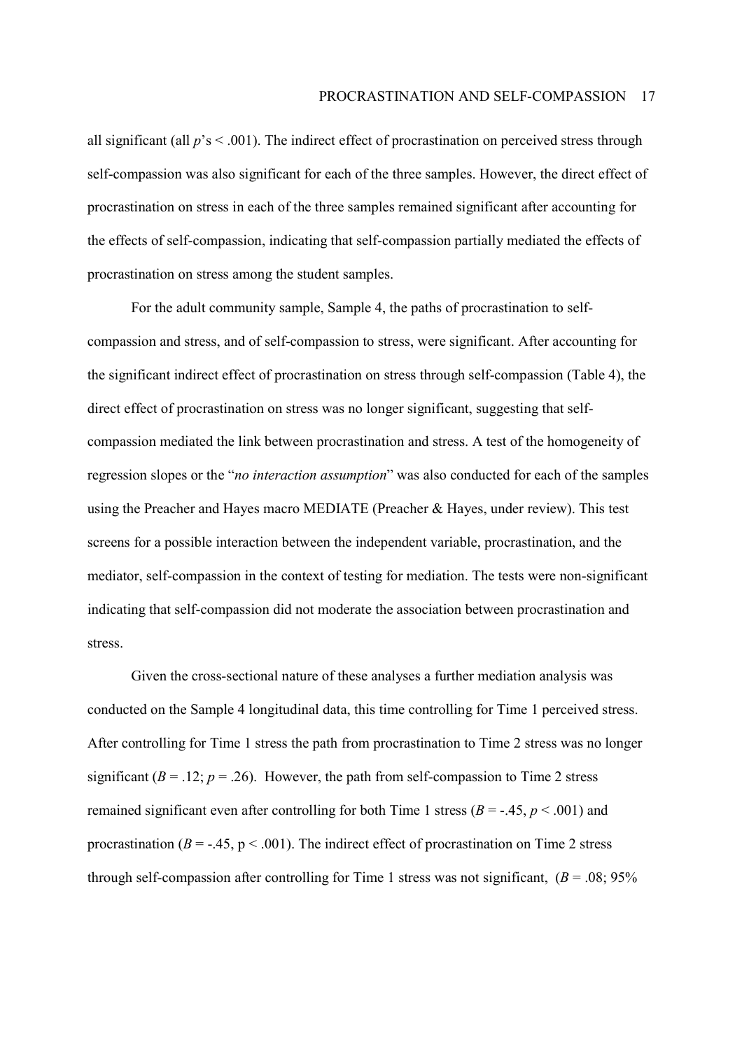all significant (all *p*'s $< .001$). The indirect effect of procrastination on perceived stress through self-compassion was also significant for each of the three samples. However, the direct effect of procrastination on stress in each of the three samples remained significant after accounting for the effects of self-compassion, indicating that self-compassion partially mediated the effects of procrastination on stress among the student samples.

For the adult community sample, Sample 4, the paths of procrastination to self-compassion and stress, and of self-compassion to stress, were significant. After accounting for the significant indirect effect of procrastination on stress through self-compassion (Table 4), the direct effect of procrastination on stress was no longer significant, suggesting that self-compassion mediated the link between procrastination and stress. A test of the homogeneity of regression slopes or the "*no interaction assumption*" was also conducted for each of the samples using the Preacher and Hayes macro MEDIATE (Preacher & Hayes, under review). This test screens for a possible interaction between the independent variable, procrastination, and the mediator, self-compassion in the context of testing for mediation. The tests were non-significant indicating that self-compassion did not moderate the association between procrastination and stress.

Given the cross-sectional nature of these analyses a further mediation analysis was conducted on the Sample 4 longitudinal data, this time controlling for Time 1 perceived stress. After controlling for Time 1 stress the path from procrastination to Time 2 stress was no longer significant ($B = .12$; $p = .26$). However, the path from self-compassion to Time 2 stress remained significant even after controlling for both Time 1 stress ($B = -.45$, $p < .001$) and procrastination ($B = -.45$, $p < .001$). The indirect effect of procrastination on Time 2 stress through self-compassion after controlling for Time 1 stress was not significant, ($B = .08$; 95%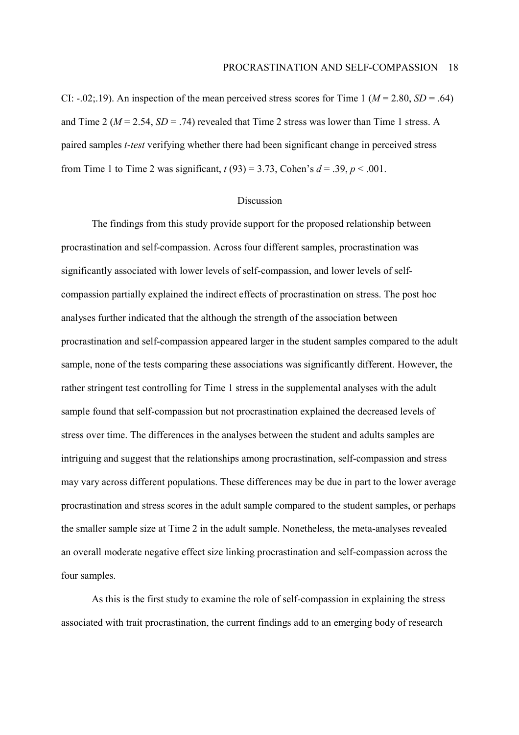CI: -.02;.19). An inspection of the mean perceived stress scores for Time 1 ($M = 2.80$, $SD = .64$) and Time 2 ($M = 2.54$, $SD = .74$) revealed that Time 2 stress was lower than Time 1 stress. A paired samples *t-test* verifying whether there had been significant change in perceived stress from Time 1 to Time 2 was significant, $t\,(93) = 3.73$, Cohen's $d = .39$, $p < .001$.

## Discussion

The findings from this study provide support for the proposed relationship between procrastination and self-compassion. Across four different samples, procrastination was significantly associated with lower levels of self-compassion, and lower levels of self-compassion partially explained the indirect effects of procrastination on stress. The post hoc analyses further indicated that the although the strength of the association between procrastination and self-compassion appeared larger in the student samples compared to the adult sample, none of the tests comparing these associations was significantly different. However, the rather stringent test controlling for Time 1 stress in the supplemental analyses with the adult sample found that self-compassion but not procrastination explained the decreased levels of stress over time. The differences in the analyses between the student and adults samples are intriguing and suggest that the relationships among procrastination, self-compassion and stress may vary across different populations. These differences may be due in part to the lower average procrastination and stress scores in the adult sample compared to the student samples, or perhaps the smaller sample size at Time 2 in the adult sample. Nonetheless, the meta-analyses revealed an overall moderate negative effect size linking procrastination and self-compassion across the four samples.

As this is the first study to examine the role of self-compassion in explaining the stress associated with trait procrastination, the current findings add to an emerging body of research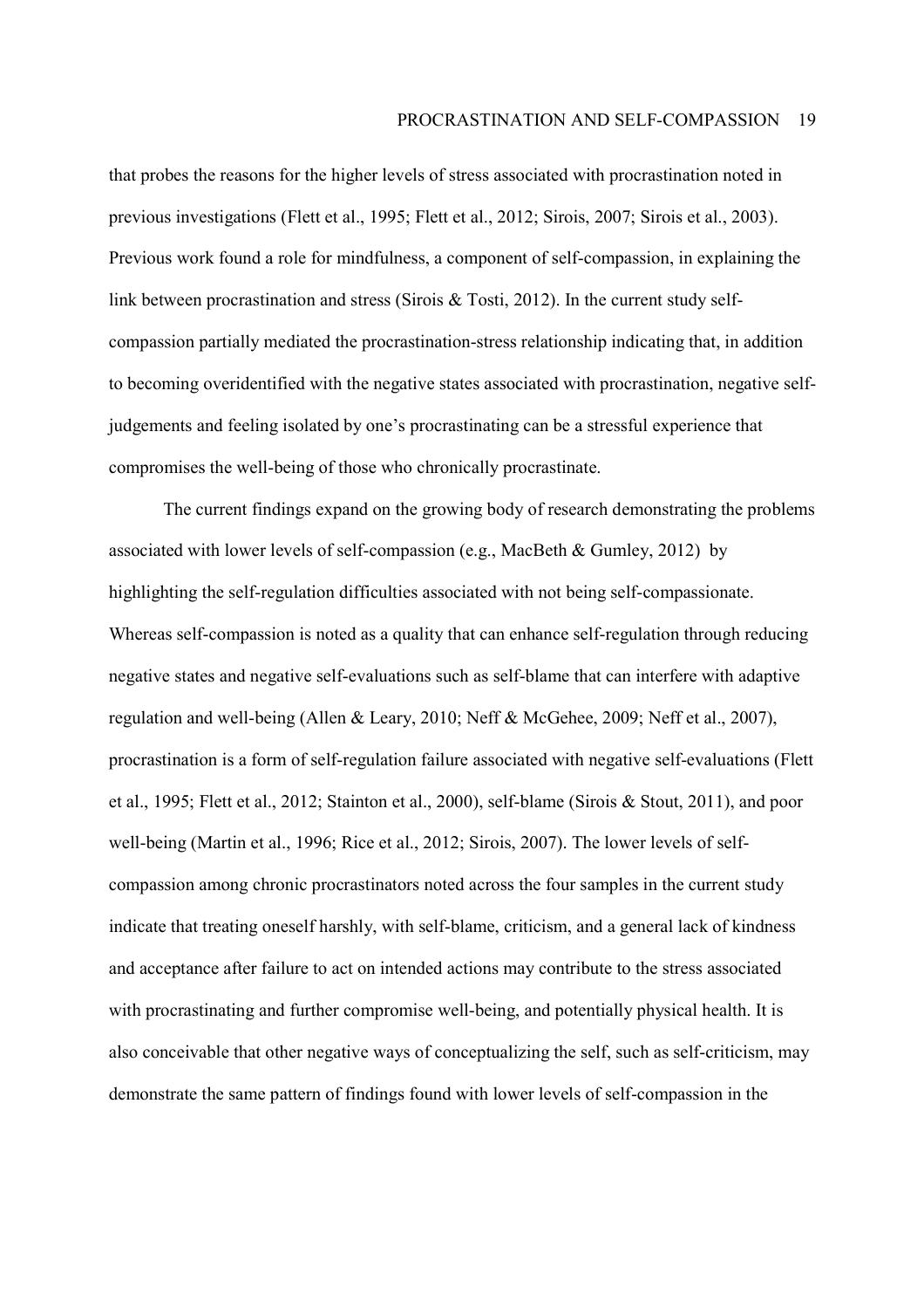that probes the reasons for the higher levels of stress associated with procrastination noted in previous investigations (Flett et al., 1995; Flett et al., 2012; Sirois, 2007; Sirois et al., 2003). Previous work found a role for mindfulness, a component of self-compassion, in explaining the link between procrastination and stress (Sirois & Tosti, 2012). In the current study self-compassion partially mediated the procrastination-stress relationship indicating that, in addition to becoming overidentified with the negative states associated with procrastination, negative self-judgements and feeling isolated by one's procrastinating can be a stressful experience that compromises the well-being of those who chronically procrastinate.

The current findings expand on the growing body of research demonstrating the problems associated with lower levels of self-compassion (e.g., MacBeth & Gumley, 2012) by highlighting the self-regulation difficulties associated with not being self-compassionate. Whereas self-compassion is noted as a quality that can enhance self-regulation through reducing negative states and negative self-evaluations such as self-blame that can interfere with adaptive regulation and well-being (Allen & Leary, 2010; Neff & McGehee, 2009; Neff et al., 2007), procrastination is a form of self-regulation failure associated with negative self-evaluations (Flett et al., 1995; Flett et al., 2012; Stainton et al., 2000), self-blame (Sirois & Stout, 2011), and poor well-being (Martin et al., 1996; Rice et al., 2012; Sirois, 2007). The lower levels of self-compassion among chronic procrastinators noted across the four samples in the current study indicate that treating oneself harshly, with self-blame, criticism, and a general lack of kindness and acceptance after failure to act on intended actions may contribute to the stress associated with procrastinating and further compromise well-being, and potentially physical health. It is also conceivable that other negative ways of conceptualizing the self, such as self-criticism, may demonstrate the same pattern of findings found with lower levels of self-compassion in the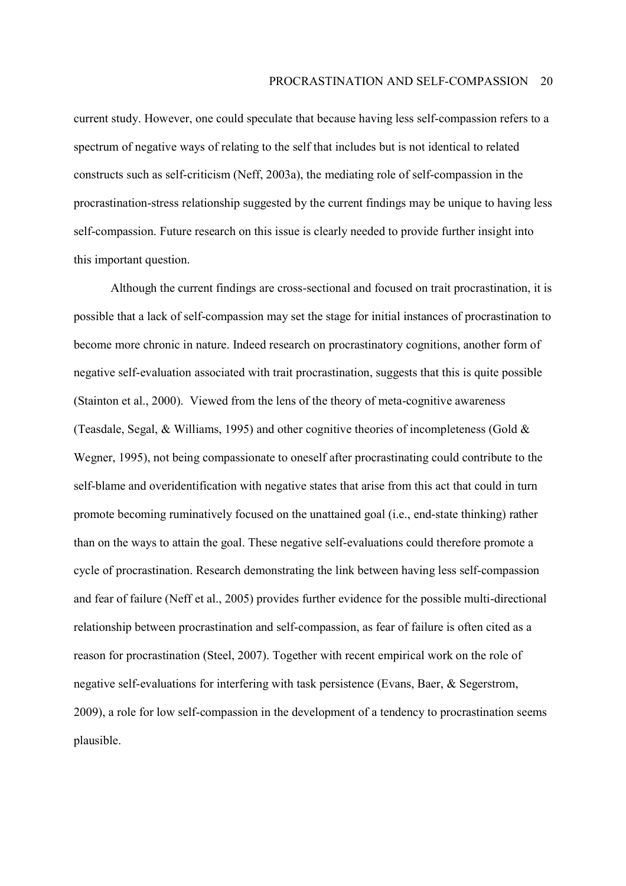current study. However, one could speculate that because having less self-compassion refers to a spectrum of negative ways of relating to the self that includes but is not identical to related constructs such as self-criticism (Neff, 2003a), the mediating role of self-compassion in the procrastination-stress relationship suggested by the current findings may be unique to having less self-compassion. Future research on this issue is clearly needed to provide further insight into this important question.

Although the current findings are cross-sectional and focused on trait procrastination, it is possible that a lack of self-compassion may set the stage for initial instances of procrastination to become more chronic in nature. Indeed research on procrastinatory cognitions, another form of negative self-evaluation associated with trait procrastination, suggests that this is quite possible (Stainton et al., 2000). Viewed from the lens of the theory of meta-cognitive awareness (Teasdale, Segal, & Williams, 1995) and other cognitive theories of incompleteness (Gold & Wegner, 1995), not being compassionate to oneself after procrastinating could contribute to the self-blame and overidentification with negative states that arise from this act that could in turn promote becoming ruminatively focused on the unattained goal (i.e., end-state thinking) rather than on the ways to attain the goal. These negative self-evaluations could therefore promote a cycle of procrastination. Research demonstrating the link between having less self-compassion and fear of failure (Neff et al., 2005) provides further evidence for the possible multi-directional relationship between procrastination and self-compassion, as fear of failure is often cited as a reason for procrastination (Steel, 2007). Together with recent empirical work on the role of negative self-evaluations for interfering with task persistence (Evans, Baer, & Segerstrom, 2009), a role for low self-compassion in the development of a tendency to procrastination seems plausible.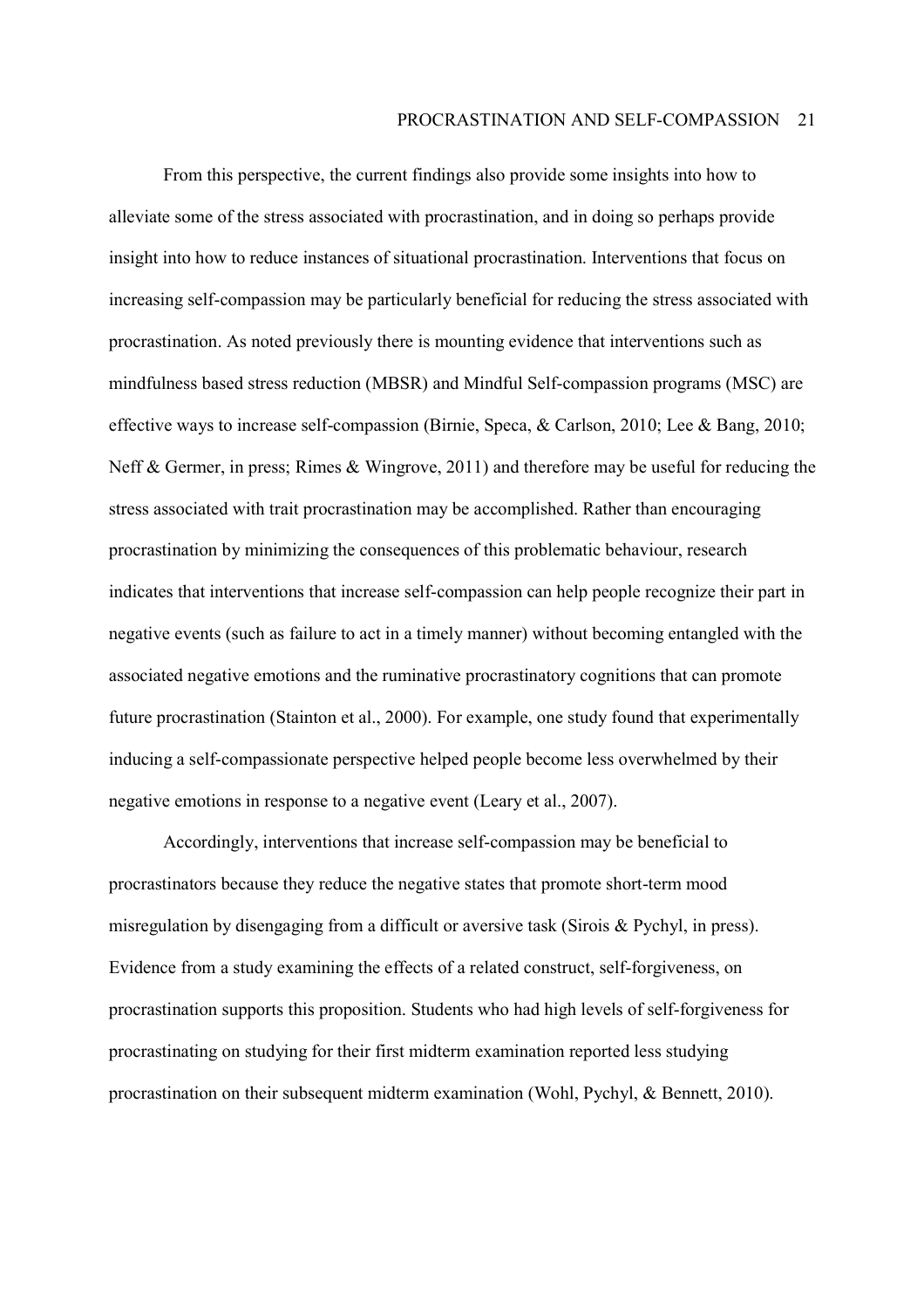From this perspective, the current findings also provide some insights into how to alleviate some of the stress associated with procrastination, and in doing so perhaps provide insight into how to reduce instances of situational procrastination. Interventions that focus on increasing self-compassion may be particularly beneficial for reducing the stress associated with procrastination. As noted previously there is mounting evidence that interventions such as mindfulness based stress reduction (MBSR) and Mindful Self-compassion programs (MSC) are effective ways to increase self-compassion (Birnie, Speca, & Carlson, 2010; Lee & Bang, 2010; Neff & Germer, in press; Rimes & Wingrove, 2011) and therefore may be useful for reducing the stress associated with trait procrastination may be accomplished. Rather than encouraging procrastination by minimizing the consequences of this problematic behaviour, research indicates that interventions that increase self-compassion can help people recognize their part in negative events (such as failure to act in a timely manner) without becoming entangled with the associated negative emotions and the ruminative procrastinatory cognitions that can promote future procrastination (Stainton et al., 2000). For example, one study found that experimentally inducing a self-compassionate perspective helped people become less overwhelmed by their negative emotions in response to a negative event (Leary et al., 2007).

Accordingly, interventions that increase self-compassion may be beneficial to procrastinators because they reduce the negative states that promote short-term mood misregulation by disengaging from a difficult or aversive task (Sirois & Pychyl, in press). Evidence from a study examining the effects of a related construct, self-forgiveness, on procrastination supports this proposition. Students who had high levels of self-forgiveness for procrastinating on studying for their first midterm examination reported less studying procrastination on their subsequent midterm examination (Wohl, Pychyl, & Bennett, 2010).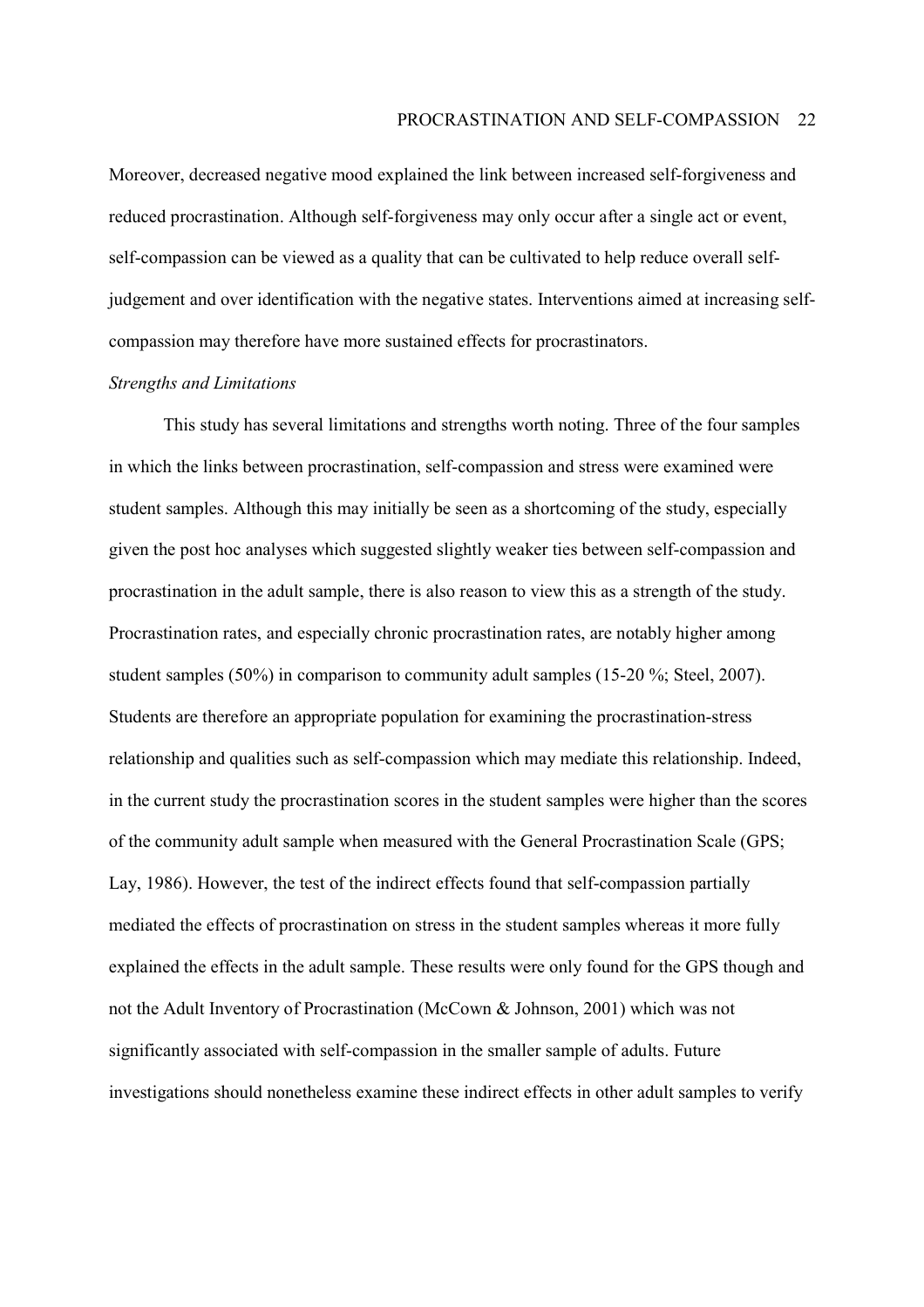Moreover, decreased negative mood explained the link between increased self-forgiveness and reduced procrastination. Although self-forgiveness may only occur after a single act or event, self-compassion can be viewed as a quality that can be cultivated to help reduce overall self-judgement and over identification with the negative states. Interventions aimed at increasing self-compassion may therefore have more sustained effects for procrastinators.

*Strengths and Limitations*

This study has several limitations and strengths worth noting. Three of the four samples in which the links between procrastination, self-compassion and stress were examined were student samples. Although this may initially be seen as a shortcoming of the study, especially given the post hoc analyses which suggested slightly weaker ties between self-compassion and procrastination in the adult sample, there is also reason to view this as a strength of the study. Procrastination rates, and especially chronic procrastination rates, are notably higher among student samples (50%) in comparison to community adult samples (15-20 %; Steel, 2007). Students are therefore an appropriate population for examining the procrastination-stress relationship and qualities such as self-compassion which may mediate this relationship. Indeed, in the current study the procrastination scores in the student samples were higher than the scores of the community adult sample when measured with the General Procrastination Scale (GPS; Lay, 1986). However, the test of the indirect effects found that self-compassion partially mediated the effects of procrastination on stress in the student samples whereas it more fully explained the effects in the adult sample. These results were only found for the GPS though and not the Adult Inventory of Procrastination (McCown & Johnson, 2001) which was not significantly associated with self-compassion in the smaller sample of adults. Future investigations should nonetheless examine these indirect effects in other adult samples to verify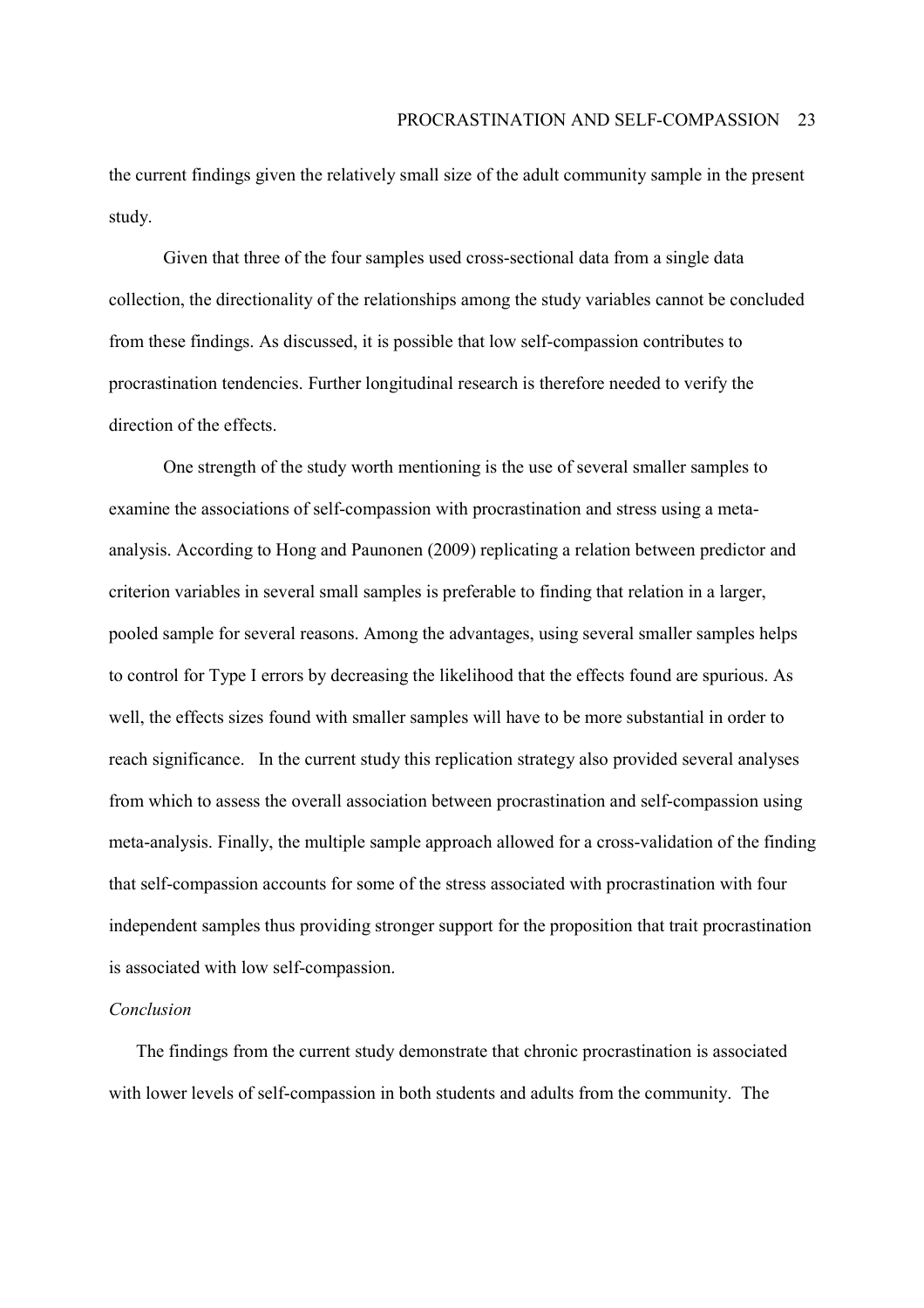the current findings given the relatively small size of the adult community sample in the present study.

Given that three of the four samples used cross-sectional data from a single data collection, the directionality of the relationships among the study variables cannot be concluded from these findings. As discussed, it is possible that low self-compassion contributes to procrastination tendencies. Further longitudinal research is therefore needed to verify the direction of the effects.

One strength of the study worth mentioning is the use of several smaller samples to examine the associations of self-compassion with procrastination and stress using a meta-analysis. According to Hong and Paunonen (2009) replicating a relation between predictor and criterion variables in several small samples is preferable to finding that relation in a larger, pooled sample for several reasons. Among the advantages, using several smaller samples helps to control for Type I errors by decreasing the likelihood that the effects found are spurious. As well, the effects sizes found with smaller samples will have to be more substantial in order to reach significance. In the current study this replication strategy also provided several analyses from which to assess the overall association between procrastination and self-compassion using meta-analysis. Finally, the multiple sample approach allowed for a cross-validation of the finding that self-compassion accounts for some of the stress associated with procrastination with four independent samples thus providing stronger support for the proposition that trait procrastination is associated with low self-compassion.

*Conclusion*

The findings from the current study demonstrate that chronic procrastination is associated with lower levels of self-compassion in both students and adults from the community. The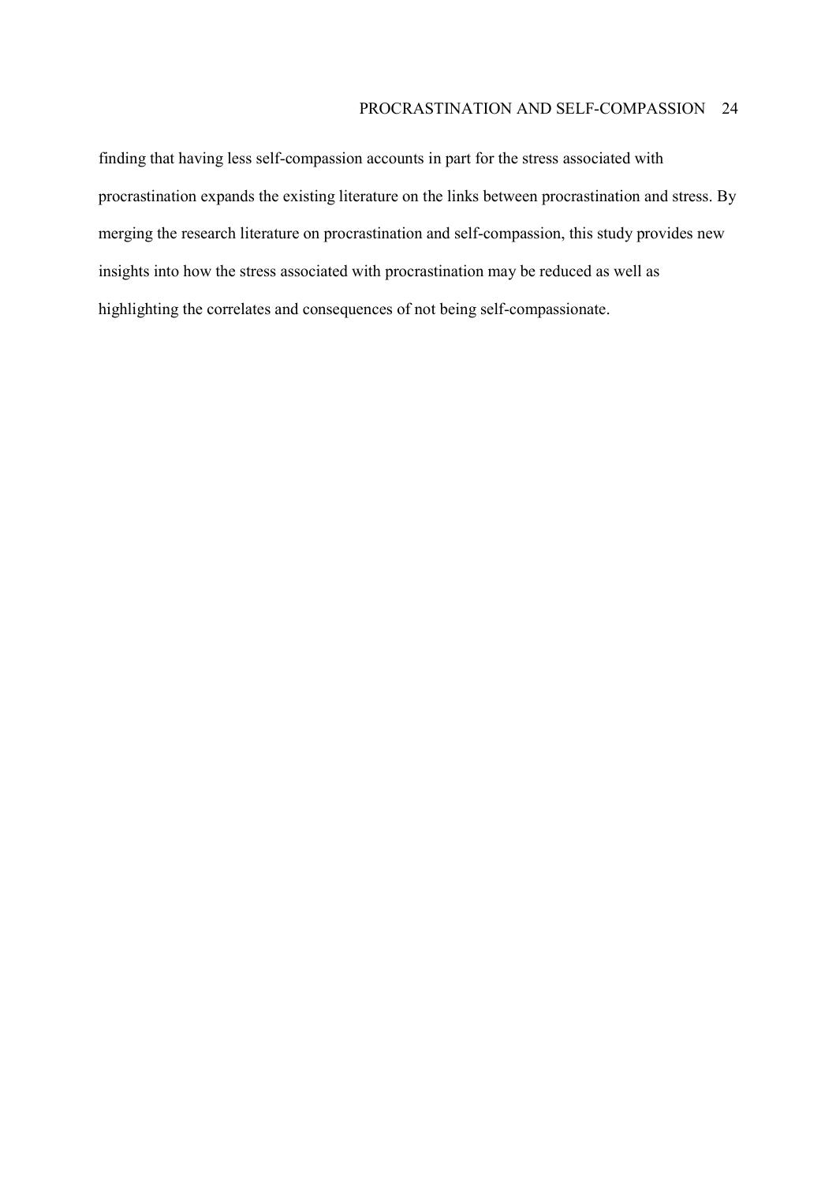finding that having less self-compassion accounts in part for the stress associated with procrastination expands the existing literature on the links between procrastination and stress. By merging the research literature on procrastination and self-compassion, this study provides new insights into how the stress associated with procrastination may be reduced as well as highlighting the correlates and consequences of not being self-compassionate.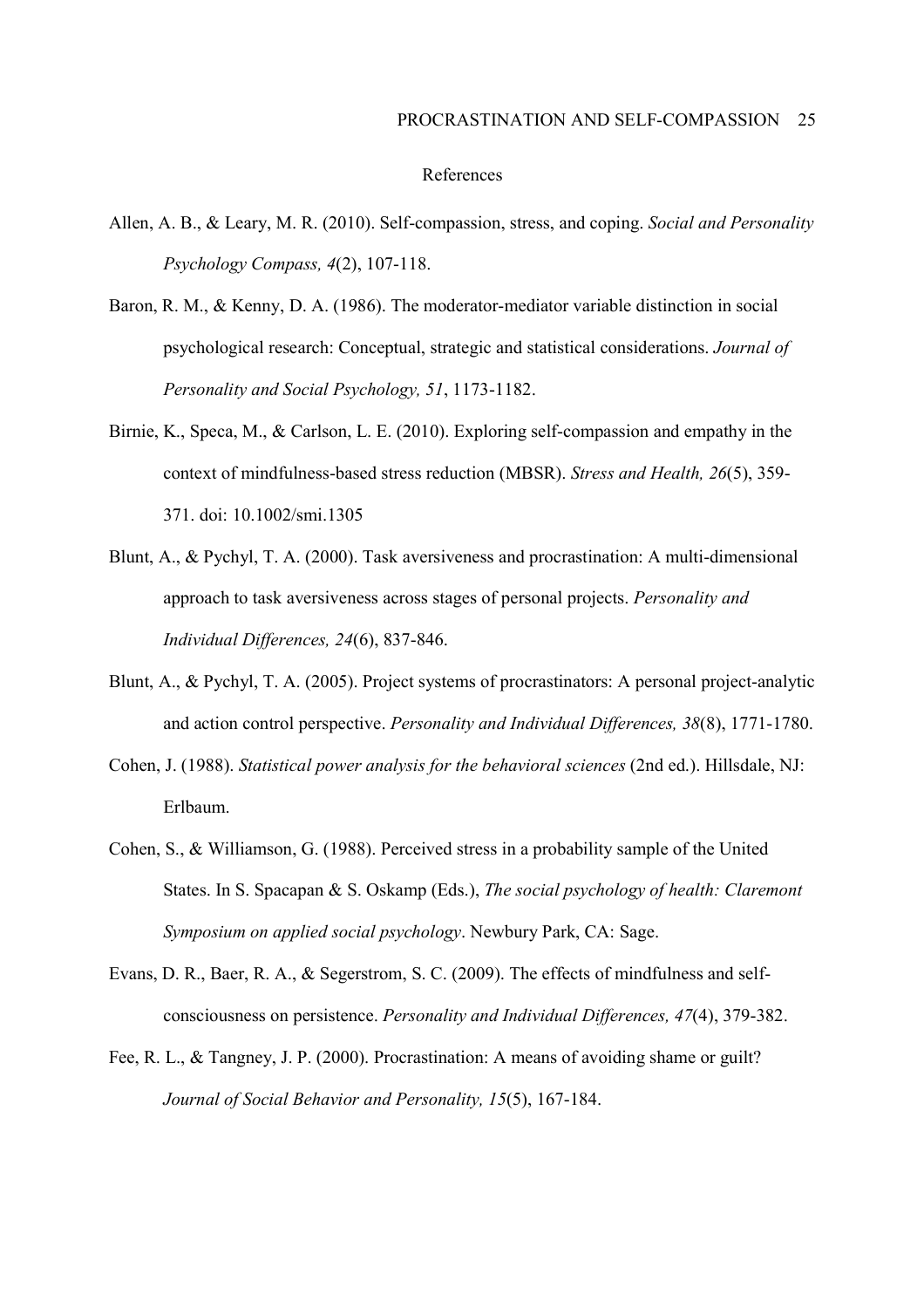# References

Allen, A. B., & Leary, M. R. (2010). Self-compassion, stress, and coping. *Social and Personality Psychology Compass, 4*(2), 107-118.

Baron, R. M., & Kenny, D. A. (1986). The moderator-mediator variable distinction in social psychological research: Conceptual, strategic and statistical considerations. *Journal of Personality and Social Psychology, 51*, 1173-1182.

Birnie, K., Speca, M., & Carlson, L. E. (2010). Exploring self-compassion and empathy in the context of mindfulness-based stress reduction (MBSR). *Stress and Health, 26*(5), 359-371. doi: 10.1002/smi.1305

Blunt, A., & Pychyl, T. A. (2000). Task aversiveness and procrastination: A multi-dimensional approach to task aversiveness across stages of personal projects. *Personality and Individual Differences, 24*(6), 837-846.

Blunt, A., & Pychyl, T. A. (2005). Project systems of procrastinators: A personal project-analytic and action control perspective. *Personality and Individual Differences, 38*(8), 1771-1780.

Cohen, J. (1988). *Statistical power analysis for the behavioral sciences* (2nd ed.). Hillsdale, NJ: Erlbaum.

Cohen, S., & Williamson, G. (1988). Perceived stress in a probability sample of the United States. In S. Spacapan & S. Oskamp (Eds.), *The social psychology of health: Claremont Symposium on applied social psychology*. Newbury Park, CA: Sage.

Evans, D. R., Baer, R. A., & Segerstrom, S. C. (2009). The effects of mindfulness and self-consciousness on persistence. *Personality and Individual Differences, 47*(4), 379-382.

Fee, R. L., & Tangney, J. P. (2000). Procrastination: A means of avoiding shame or guilt? *Journal of Social Behavior and Personality, 15*(5), 167-184.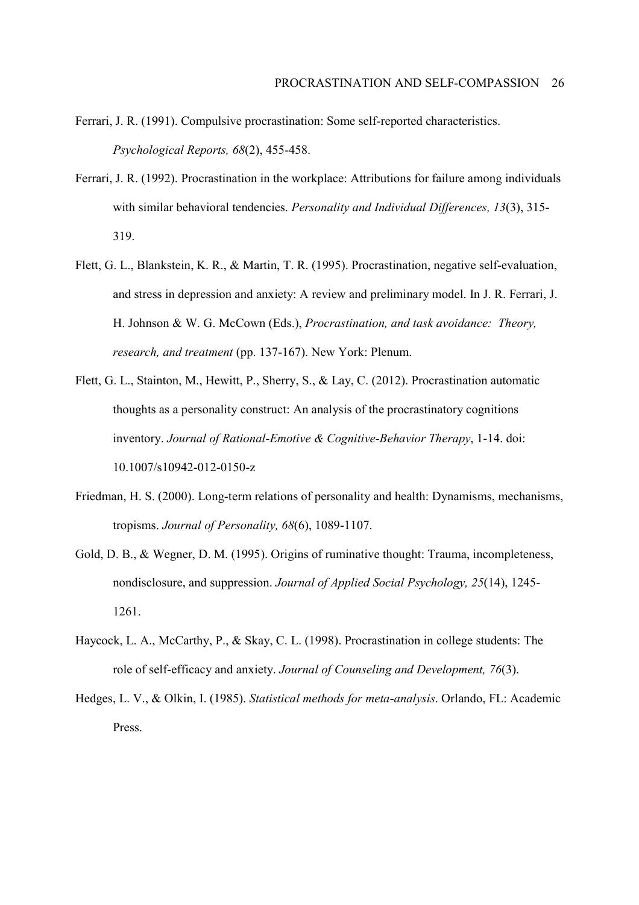Ferrari, J. R. (1991). Compulsive procrastination: Some self-reported characteristics. *Psychological Reports, 68*(2), 455-458.

Ferrari, J. R. (1992). Procrastination in the workplace: Attributions for failure among individuals with similar behavioral tendencies. *Personality and Individual Differences, 13*(3), 315-319.

Flett, G. L., Blankstein, K. R., & Martin, T. R. (1995). Procrastination, negative self-evaluation, and stress in depression and anxiety: A review and preliminary model. In J. R. Ferrari, J. H. Johnson & W. G. McCown (Eds.), *Procrastination, and task avoidance: Theory, research, and treatment* (pp. 137-167). New York: Plenum.

Flett, G. L., Stainton, M., Hewitt, P., Sherry, S., & Lay, C. (2012). Procrastination automatic thoughts as a personality construct: An analysis of the procrastinatory cognitions inventory. *Journal of Rational-Emotive & Cognitive-Behavior Therapy*, 1-14. doi: 10.1007/s10942-012-0150-z

Friedman, H. S. (2000). Long-term relations of personality and health: Dynamisms, mechanisms, tropisms. *Journal of Personality, 68*(6), 1089-1107.

Gold, D. B., & Wegner, D. M. (1995). Origins of ruminative thought: Trauma, incompleteness, nondisclosure, and suppression. *Journal of Applied Social Psychology, 25*(14), 1245-1261.

Haycock, L. A., McCarthy, P., & Skay, C. L. (1998). Procrastination in college students: The role of self-efficacy and anxiety. *Journal of Counseling and Development, 76*(3).

Hedges, L. V., & Olkin, I. (1985). *Statistical methods for meta-analysis*. Orlando, FL: Academic Press.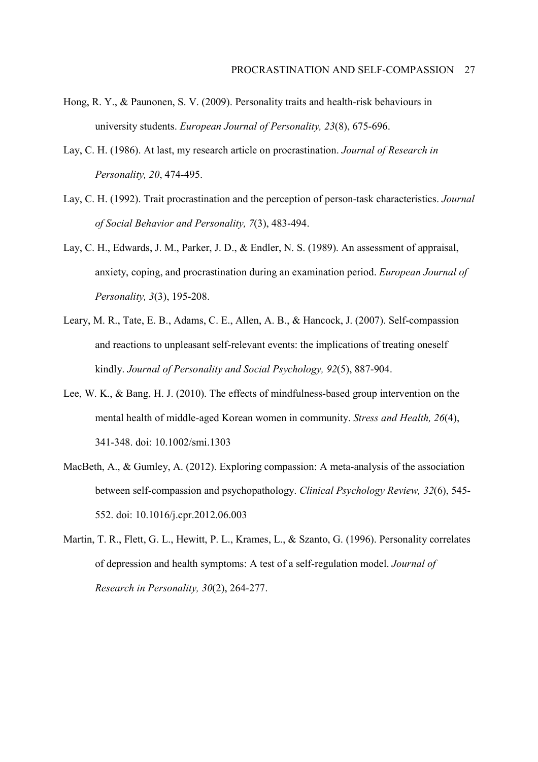Hong, R. Y., & Paunonen, S. V. (2009). Personality traits and health-risk behaviours in university students. *European Journal of Personality, 23*(8), 675-696.

Lay, C. H. (1986). At last, my research article on procrastination. *Journal of Research in Personality, 20*, 474-495.

Lay, C. H. (1992). Trait procrastination and the perception of person-task characteristics. *Journal of Social Behavior and Personality, 7*(3), 483-494.

Lay, C. H., Edwards, J. M., Parker, J. D., & Endler, N. S. (1989). An assessment of appraisal, anxiety, coping, and procrastination during an examination period. *European Journal of Personality, 3*(3), 195-208.

Leary, M. R., Tate, E. B., Adams, C. E., Allen, A. B., & Hancock, J. (2007). Self-compassion and reactions to unpleasant self-relevant events: the implications of treating oneself kindly. *Journal of Personality and Social Psychology, 92*(5), 887-904.

Lee, W. K., & Bang, H. J. (2010). The effects of mindfulness-based group intervention on the mental health of middle-aged Korean women in community. *Stress and Health, 26*(4), 341-348. doi: 10.1002/smi.1303

MacBeth, A., & Gumley, A. (2012). Exploring compassion: A meta-analysis of the association between self-compassion and psychopathology. *Clinical Psychology Review, 32*(6), 545-552. doi: 10.1016/j.cpr.2012.06.003

Martin, T. R., Flett, G. L., Hewitt, P. L., Krames, L., & Szanto, G. (1996). Personality correlates of depression and health symptoms: A test of a self-regulation model. *Journal of Research in Personality, 30*(2), 264-277.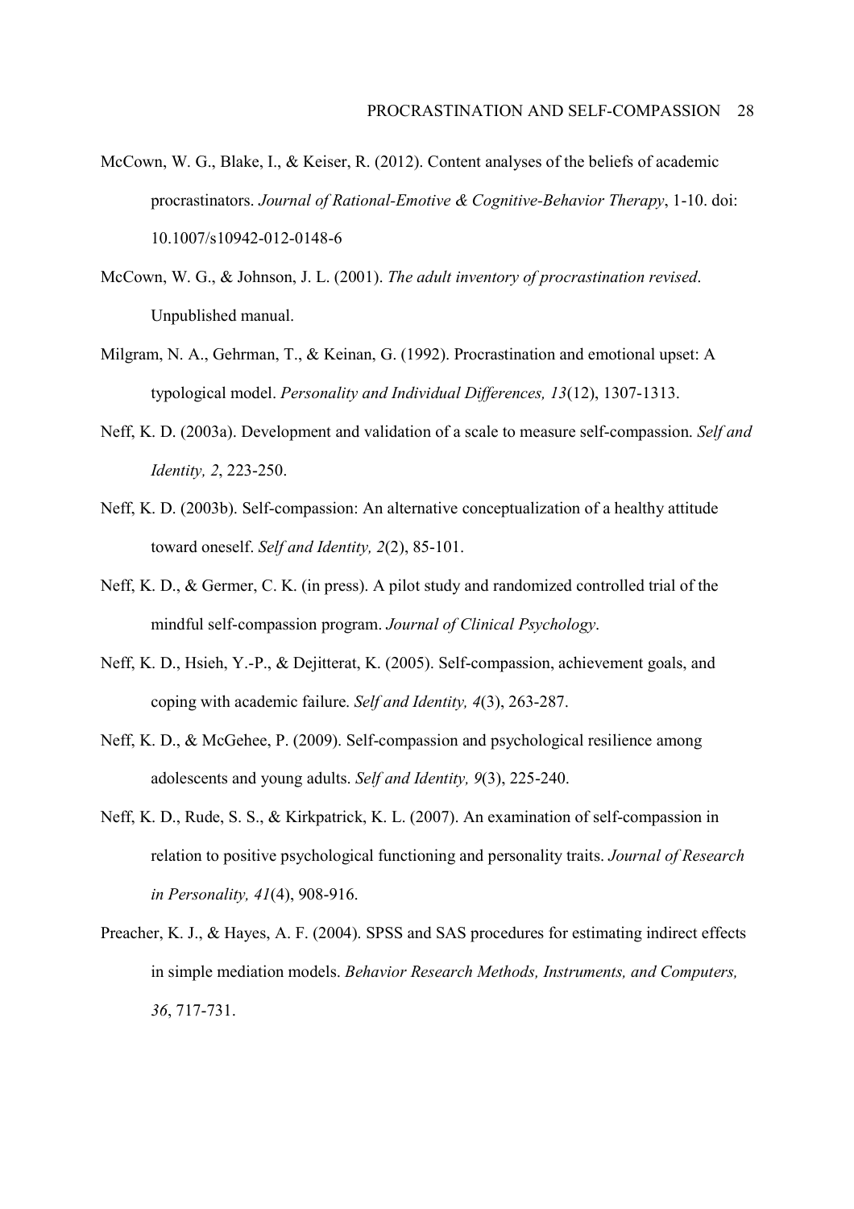McCown, W. G., Blake, I., & Keiser, R. (2012). Content analyses of the beliefs of academic procrastinators. *Journal of Rational-Emotive & Cognitive-Behavior Therapy*, 1-10. doi: 10.1007/s10942-012-0148-6

McCown, W. G., & Johnson, J. L. (2001). *The adult inventory of procrastination revised*. Unpublished manual.

Milgram, N. A., Gehrman, T., & Keinan, G. (1992). Procrastination and emotional upset: A typological model. *Personality and Individual Differences, 13*(12), 1307-1313.

Neff, K. D. (2003a). Development and validation of a scale to measure self-compassion. *Self and Identity, 2*, 223-250.

Neff, K. D. (2003b). Self-compassion: An alternative conceptualization of a healthy attitude toward oneself. *Self and Identity, 2*(2), 85-101.

Neff, K. D., & Germer, C. K. (in press). A pilot study and randomized controlled trial of the mindful self-compassion program. *Journal of Clinical Psychology*.

Neff, K. D., Hsieh, Y.-P., & Dejitterat, K. (2005). Self-compassion, achievement goals, and coping with academic failure. *Self and Identity, 4*(3), 263-287.

Neff, K. D., & McGehee, P. (2009). Self-compassion and psychological resilience among adolescents and young adults. *Self and Identity, 9*(3), 225-240.

Neff, K. D., Rude, S. S., & Kirkpatrick, K. L. (2007). An examination of self-compassion in relation to positive psychological functioning and personality traits. *Journal of Research in Personality, 41*(4), 908-916.

Preacher, K. J., & Hayes, A. F. (2004). SPSS and SAS procedures for estimating indirect effects in simple mediation models. *Behavior Research Methods, Instruments, and Computers, 36*, 717-731.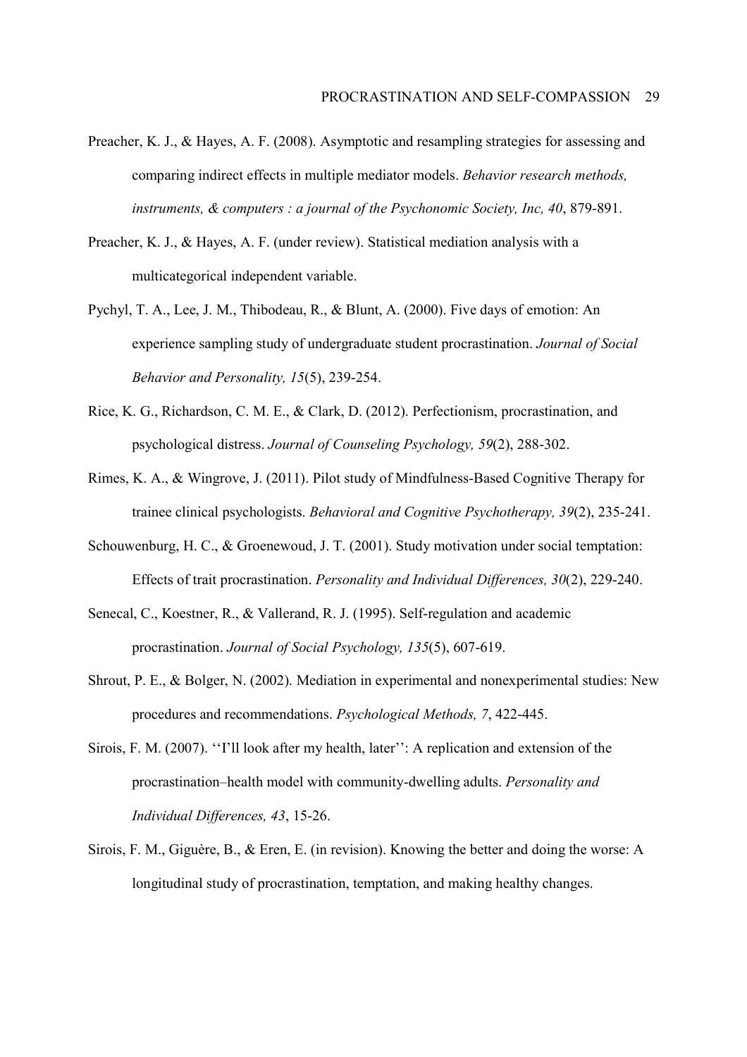Preacher, K. J., & Hayes, A. F. (2008). Asymptotic and resampling strategies for assessing and comparing indirect effects in multiple mediator models. *Behavior research methods, instruments, & computers : a journal of the Psychonomic Society, Inc, 40*, 879-891.

Preacher, K. J., & Hayes, A. F. (under review). Statistical mediation analysis with a multicategorical independent variable.

Pychyl, T. A., Lee, J. M., Thibodeau, R., & Blunt, A. (2000). Five days of emotion: An experience sampling study of undergraduate student procrastination. *Journal of Social Behavior and Personality, 15*(5), 239-254.

Rice, K. G., Richardson, C. M. E., & Clark, D. (2012). Perfectionism, procrastination, and psychological distress. *Journal of Counseling Psychology, 59*(2), 288-302.

Rimes, K. A., & Wingrove, J. (2011). Pilot study of Mindfulness-Based Cognitive Therapy for trainee clinical psychologists. *Behavioral and Cognitive Psychotherapy, 39*(2), 235-241.

Schouwenburg, H. C., & Groenewoud, J. T. (2001). Study motivation under social temptation: Effects of trait procrastination. *Personality and Individual Differences, 30*(2), 229-240.

Senecal, C., Koestner, R., & Vallerand, R. J. (1995). Self-regulation and academic procrastination. *Journal of Social Psychology, 135*(5), 607-619.

Shrout, P. E., & Bolger, N. (2002). Mediation in experimental and nonexperimental studies: New procedures and recommendations. *Psychological Methods, 7*, 422-445.

Sirois, F. M. (2007). ''I'll look after my health, later'': A replication and extension of the procrastination–health model with community-dwelling adults. *Personality and Individual Differences, 43*, 15-26.

Sirois, F. M., Giguère, B., & Eren, E. (in revision). Knowing the better and doing the worse: A longitudinal study of procrastination, temptation, and making healthy changes.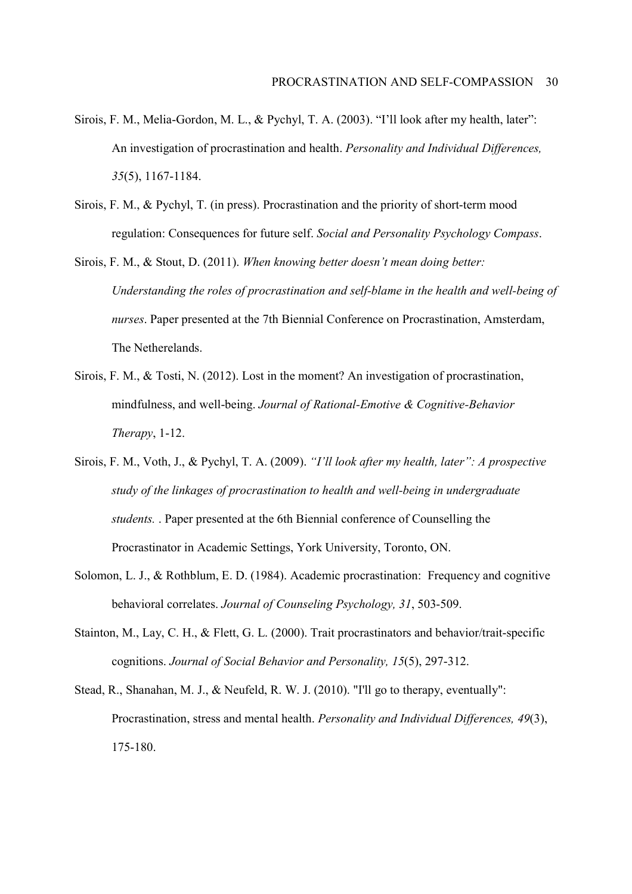Sirois, F. M., Melia-Gordon, M. L., & Pychyl, T. A. (2003). "I'll look after my health, later": An investigation of procrastination and health. *Personality and Individual Differences, 35*(5), 1167-1184.

Sirois, F. M., & Pychyl, T. (in press). Procrastination and the priority of short-term mood regulation: Consequences for future self. *Social and Personality Psychology Compass*.

Sirois, F. M., & Stout, D. (2011). *When knowing better doesn't mean doing better: Understanding the roles of procrastination and self-blame in the health and well-being of nurses*. Paper presented at the 7th Biennial Conference on Procrastination, Amsterdam, The Netherelands.

Sirois, F. M., & Tosti, N. (2012). Lost in the moment? An investigation of procrastination, mindfulness, and well-being. *Journal of Rational-Emotive & Cognitive-Behavior Therapy*, 1-12.

Sirois, F. M., Voth, J., & Pychyl, T. A. (2009). *"I'll look after my health, later": A prospective study of the linkages of procrastination to health and well-being in undergraduate students.* . Paper presented at the 6th Biennial conference of Counselling the Procrastinator in Academic Settings, York University, Toronto, ON.

Solomon, L. J., & Rothblum, E. D. (1984). Academic procrastination: Frequency and cognitive behavioral correlates. *Journal of Counseling Psychology, 31*, 503-509.

Stainton, M., Lay, C. H., & Flett, G. L. (2000). Trait procrastinators and behavior/trait-specific cognitions. *Journal of Social Behavior and Personality, 15*(5), 297-312.

Stead, R., Shanahan, M. J., & Neufeld, R. W. J. (2010). "I'll go to therapy, eventually": Procrastination, stress and mental health. *Personality and Individual Differences, 49*(3), 175-180.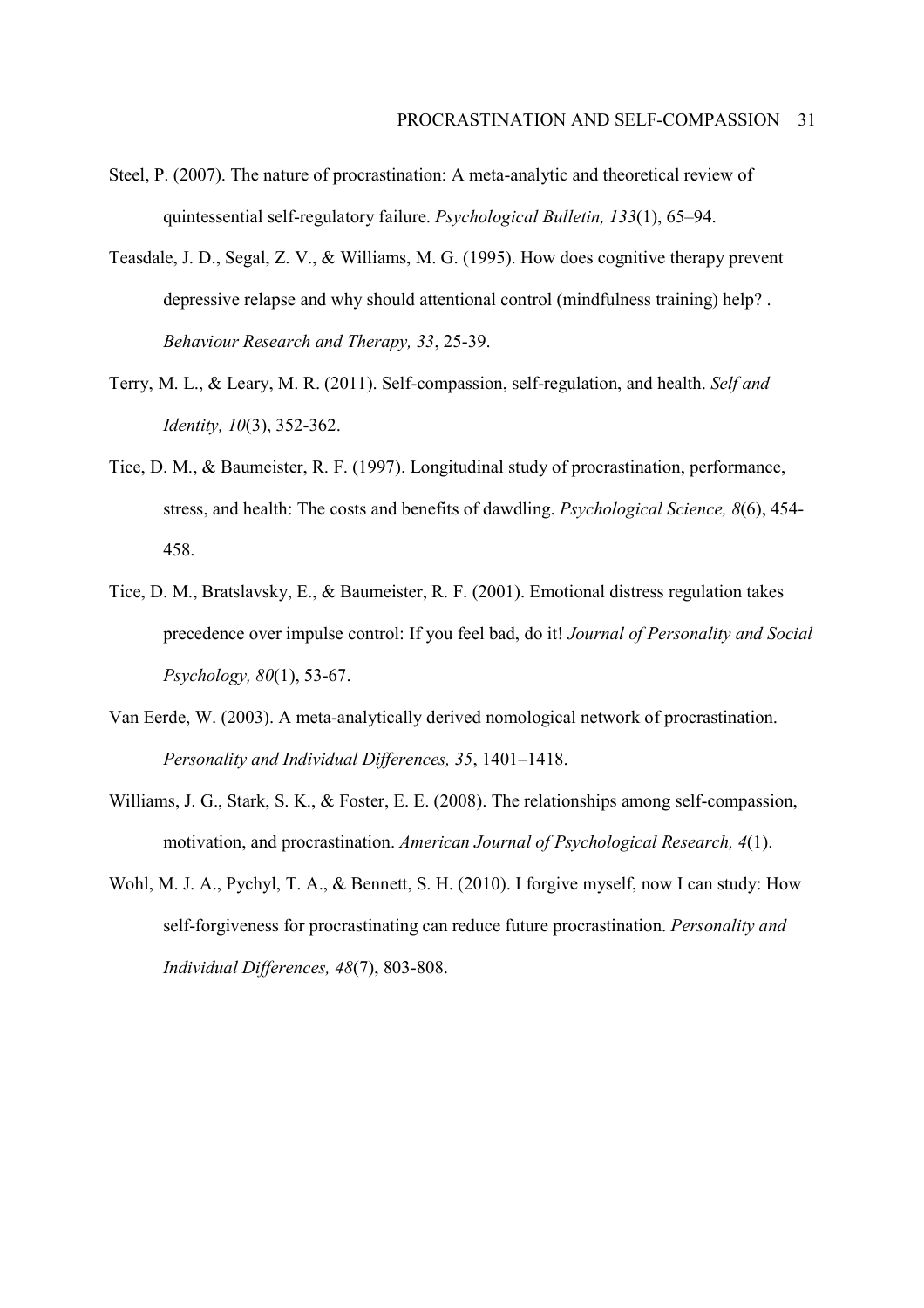Steel, P. (2007). The nature of procrastination: A meta-analytic and theoretical review of quintessential self-regulatory failure. *Psychological Bulletin, 133*(1), 65–94.

Teasdale, J. D., Segal, Z. V., & Williams, M. G. (1995). How does cognitive therapy prevent depressive relapse and why should attentional control (mindfulness training) help? . *Behaviour Research and Therapy, 33*, 25-39.

Terry, M. L., & Leary, M. R. (2011). Self-compassion, self-regulation, and health. *Self and Identity, 10*(3), 352-362.

Tice, D. M., & Baumeister, R. F. (1997). Longitudinal study of procrastination, performance, stress, and health: The costs and benefits of dawdling. *Psychological Science, 8*(6), 454-458.

Tice, D. M., Bratslavsky, E., & Baumeister, R. F. (2001). Emotional distress regulation takes precedence over impulse control: If you feel bad, do it! *Journal of Personality and Social Psychology, 80*(1), 53-67.

Van Eerde, W. (2003). A meta-analytically derived nomological network of procrastination. *Personality and Individual Differences, 35*, 1401–1418.

Williams, J. G., Stark, S. K., & Foster, E. E. (2008). The relationships among self-compassion, motivation, and procrastination. *American Journal of Psychological Research, 4*(1).

Wohl, M. J. A., Pychyl, T. A., & Bennett, S. H. (2010). I forgive myself, now I can study: How self-forgiveness for procrastinating can reduce future procrastination. *Personality and Individual Differences, 48*(7), 803-808.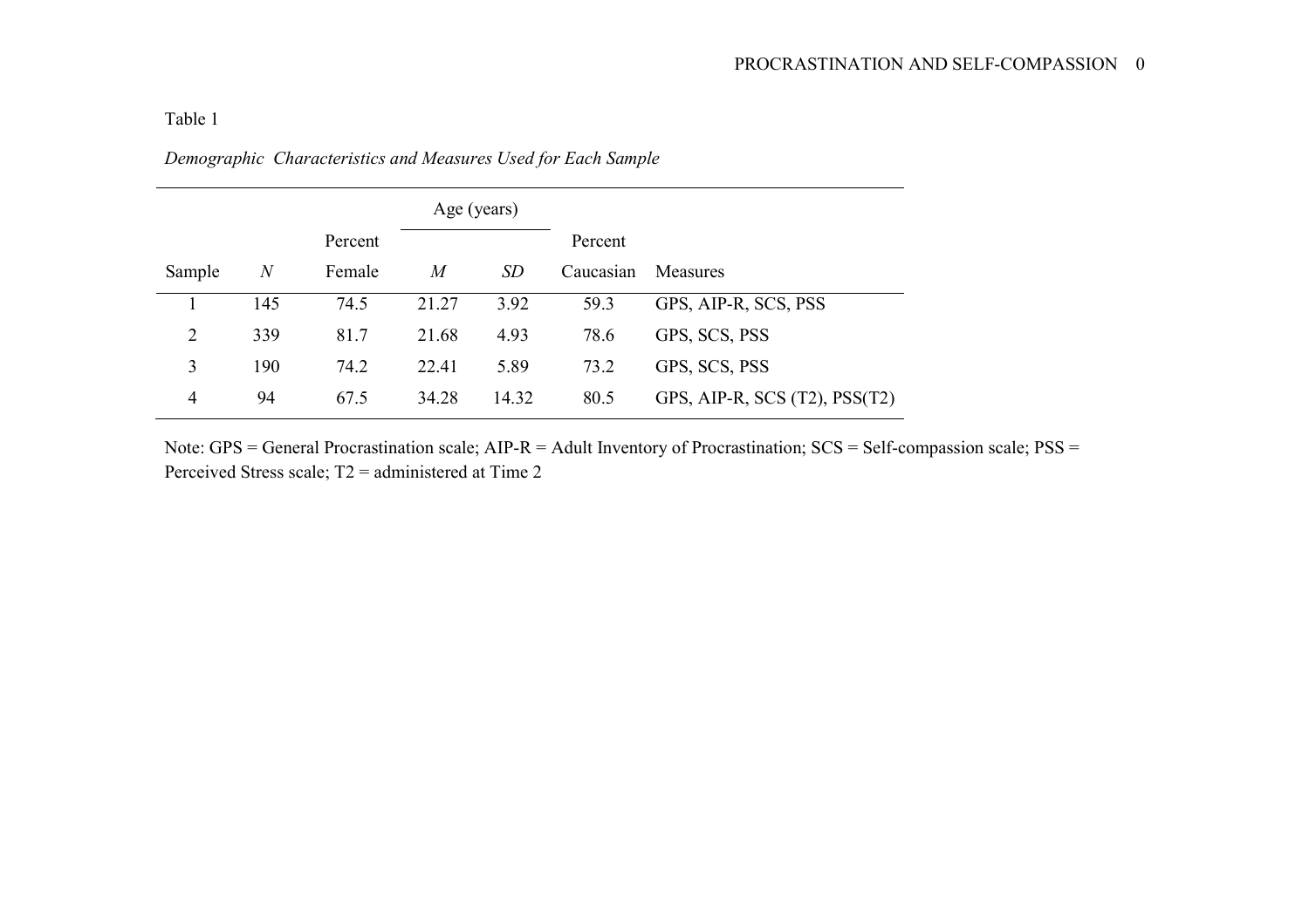Table 1

*Demographic Characteristics and Measures Used for Each Sample*

| Sample | *N* | Percent Female | Age (years) | | Percent Caucasian | Measures |
|---|---|---|---|---|---|---|
| | | | *M* | *SD* | | |
| 1 | 145 | 74.5 | 21.27 | 3.92 | 59.3 | GPS, AIP-R, SCS, PSS |
| 2 | 339 | 81.7 | 21.68 | 4.93 | 78.6 | GPS, SCS, PSS |
| 3 | 190 | 74.2 | 22.41 | 5.89 | 73.2 | GPS, SCS, PSS |
| 4 | 94 | 67.5 | 34.28 | 14.32 | 80.5 | GPS, AIP-R, SCS (T2), PSS(T2) |

Note: GPS = General Procrastination scale; AIP-R = Adult Inventory of Procrastination; SCS = Self-compassion scale; PSS = Perceived Stress scale; T2 = administered at Time 2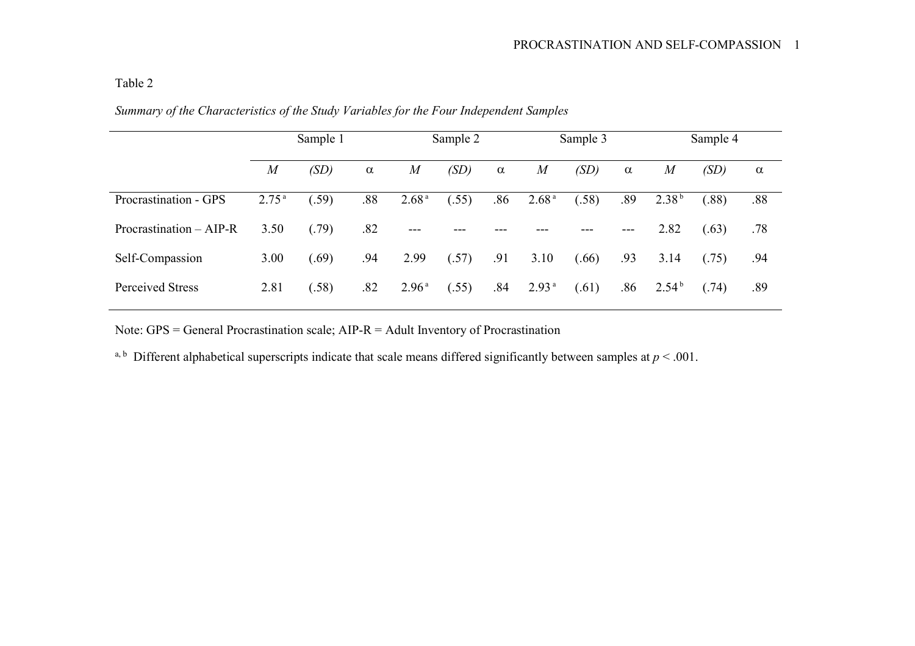Table 2

*Summary of the Characteristics of the Study Variables for the Four Independent Samples*

| | Sample 1 | | | Sample 2 | | | Sample 3 | | | Sample 4 | | |
|---|---|---|---|---|---|---|---|---|---|---|---|---|
| | *M* | *(SD)* | α | *M* | *(SD)* | α | *M* | *(SD)* | α | *M* | *(SD)* | α |
| Procrastination - GPS | 2.75 [a] | (.59) | .88 | 2.68 [a] | (.55) | .86 | 2.68 [a] | (.58) | .89 | 2.38 [b] | (.88) | .88 |
| Procrastination – AIP-R | 3.50 | (.79) | .82 | --- | --- | --- | --- | --- | --- | 2.82 | (.63) | .78 |
| Self-Compassion | 3.00 | (.69) | .94 | 2.99 | (.57) | .91 | 3.10 | (.66) | .93 | 3.14 | (.75) | .94 |
| Perceived Stress | 2.81 | (.58) | .82 | 2.96 [a] | (.55) | .84 | 2.93 [a] | (.61) | .86 | 2.54 [b] | (.74) | .89 |

Note: GPS = General Procrastination scale; AIP-R = Adult Inventory of Procrastination

[a, b] Different alphabetical superscripts indicate that scale means differed significantly between samples at $p < .001$.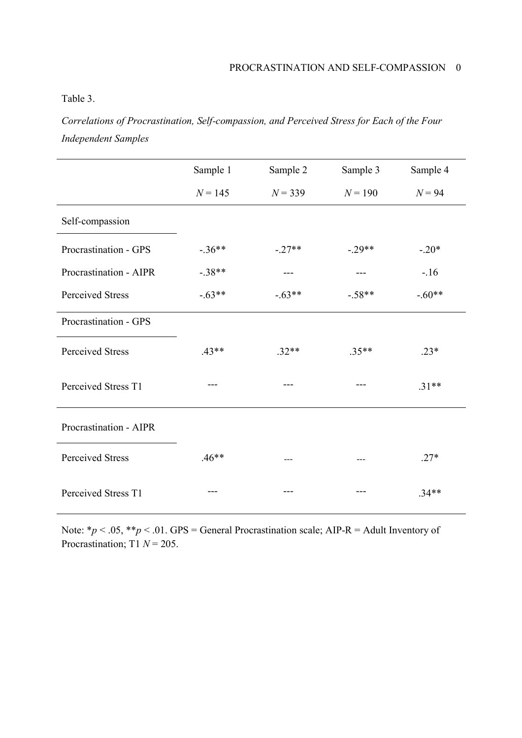Table 3.

*Correlations of Procrastination, Self-compassion, and Perceived Stress for Each of the Four Independent Samples*

| | Sample 1 | Sample 2 | Sample 3 | Sample 4 |
|---|---|---|---|---|
| | $N = 145$ | $N = 339$ | $N = 190$ | $N = 94$ |
| Self-compassion | | | | |
| Procrastination - GPS | -.36** | -.27** | -.29** | -.20* |
| Procrastination - AIPR | -.38** | --- | --- | -.16 |
| Perceived Stress | -.63** | -.63** | -.58** | -.60** |
| Procrastination - GPS | | | | |
| Perceived Stress | .43** | .32** | .35** | .23* |
| Perceived Stress T1 | --- | --- | --- | .31** |
| Procrastination - AIPR | | | | |
| Perceived Stress | .46** | --- | --- | .27* |
| Perceived Stress T1 | --- | --- | --- | .34** |

Note: *$p < .05$, **$p < .01$. GPS = General Procrastination scale; AIP-R = Adult Inventory of Procrastination; T1 $N = 205$.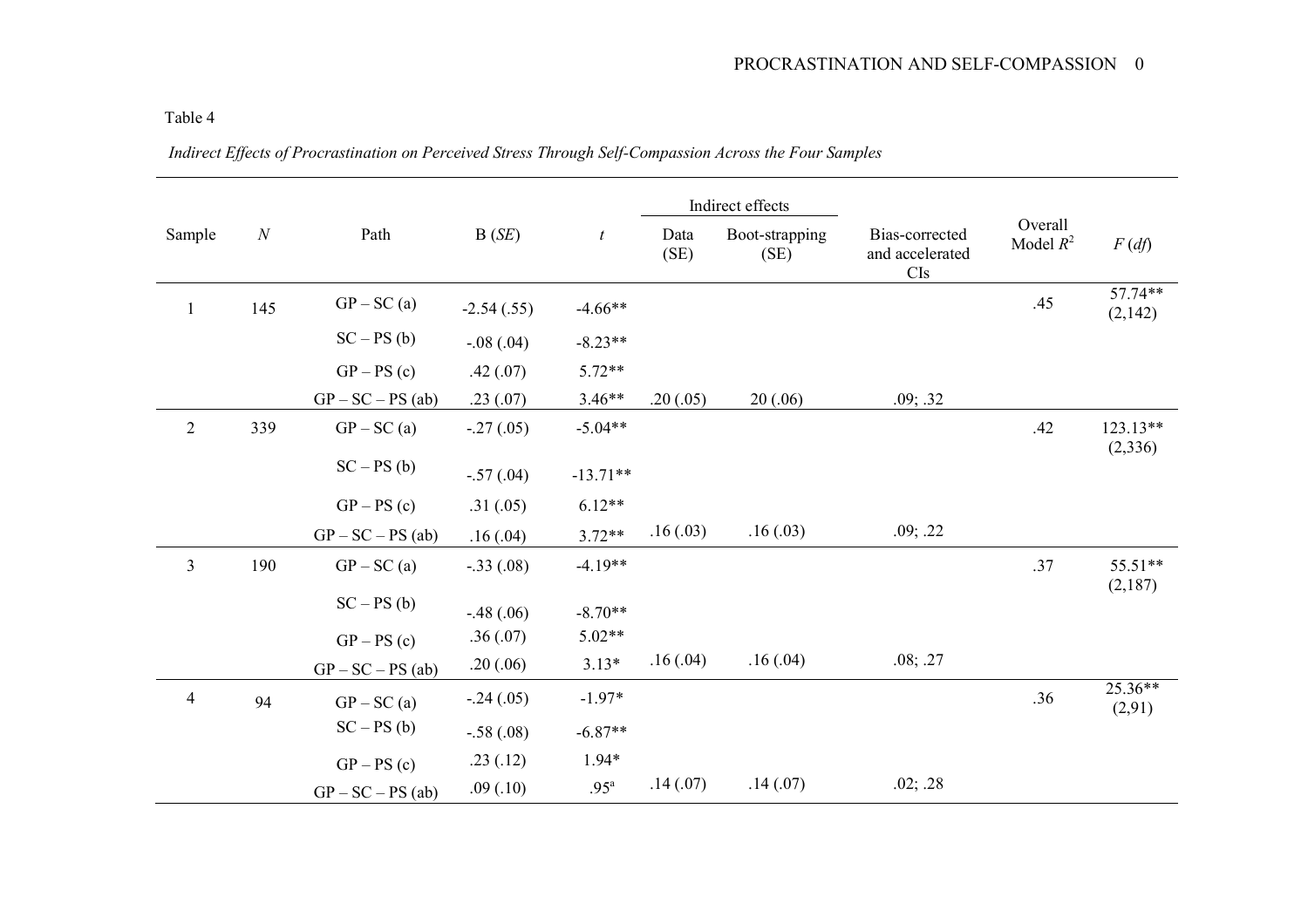Table 4

*Indirect Effects of Procrastination on Perceived Stress Through Self-Compassion Across the Four Samples*

| Sample | *N* | Path | B (*SE*) | *t* | Indirect effects | | Bias-corrected and accelerated CIs | Overall Model $R^2$ | *F* (*df*) |
|---|---|---|---|---|---|---|---|---|---|
| | | | | | Data (SE) | Boot-strapping (SE) | | | |
| 1 | 145 | GP – SC (a) | -2.54 (.55) | -4.66** | | | | .45 | 57.74** (2,142) |
| | | SC – PS (b) | -.08 (.04) | -8.23** | | | | | |
| | | GP – PS (c) | .42 (.07) | 5.72** | | | | | |
| | | GP – SC – PS (ab) | .23 (.07) | 3.46** | .20 (.05) | 20 (.06) | .09; .32 | | |
| 2 | 339 | GP – SC (a) | -.27 (.05) | -5.04** | | | | .42 | 123.13** (2,336) |
| | | SC – PS (b) | -.57 (.04) | -13.71** | | | | | |
| | | GP – PS (c) | .31 (.05) | 6.12** | | | | | |
| | | GP – SC – PS (ab) | .16 (.04) | 3.72** | .16 (.03) | .16 (.03) | .09; .22 | | |
| 3 | 190 | GP – SC (a) | -.33 (.08) | -4.19** | | | | .37 | 55.51** (2,187) |
| | | SC – PS (b) | -.48 (.06) | -8.70** | | | | | |
| | | GP – PS (c) | .36 (.07) | 5.02** | | | | | |
| | | GP – SC – PS (ab) | .20 (.06) | 3.13* | .16 (.04) | .16 (.04) | .08; .27 | | |
| 4 | 94 | GP – SC (a) | -.24 (.05) | -1.97* | | | | .36 | 25.36** (2,91) |
| | | SC – PS (b) | -.58 (.08) | -6.87** | | | | | |
| | | GP – PS (c) | .23 (.12) | 1.94* | | | | | |
| | | GP – SC – PS (ab) | .09 (.10) | .95[a] | .14 (.07) | .14 (.07) | .02; .28 | | |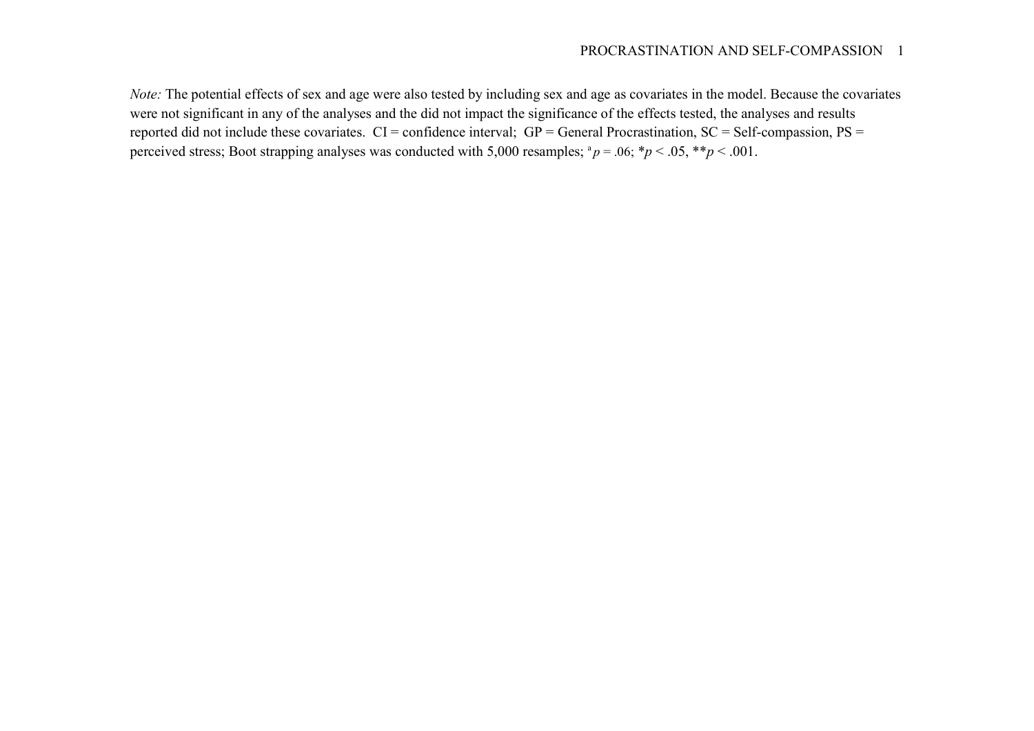*Note:* The potential effects of sex and age were also tested by including sex and age as covariates in the model. Because the covariates were not significant in any of the analyses and the did not impact the significance of the effects tested, the analyses and results reported did not include these covariates. CI = confidence interval; GP = General Procrastination, SC = Self-compassion, PS = perceived stress; Boot strapping analyses was conducted with 5,000 resamples; $^{a}p = .06$; $^{*}p < .05$, $^{**}p < .001$.